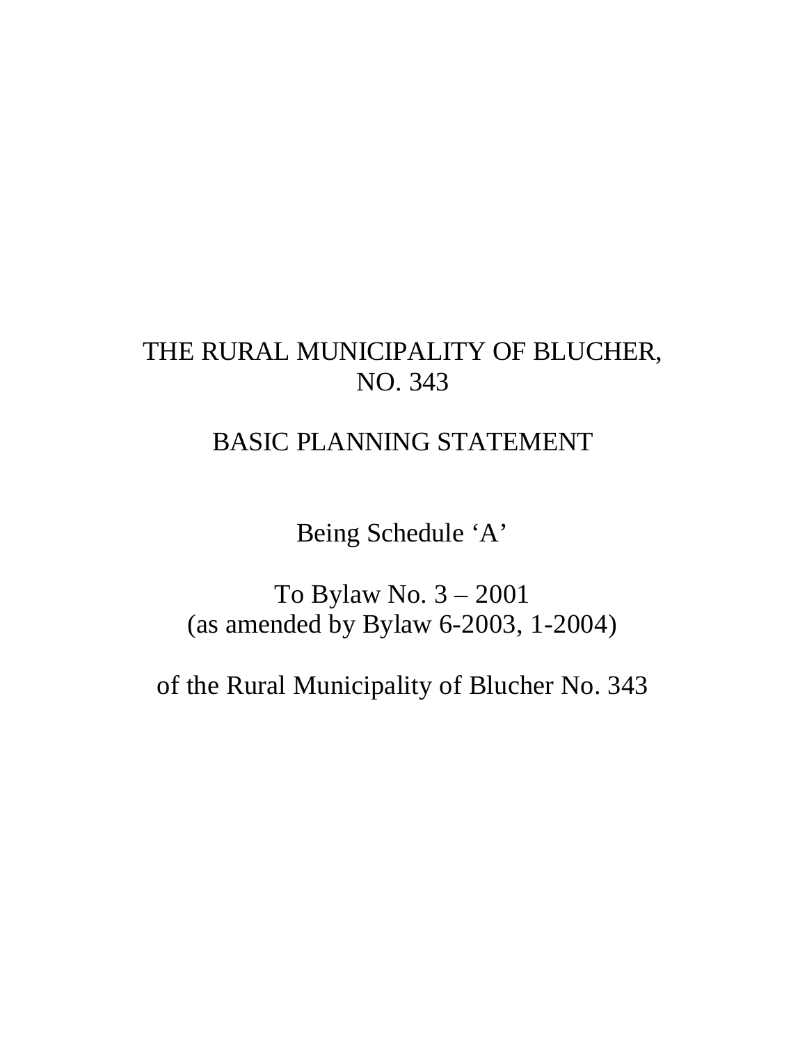# THE RURAL MUNICIPALITY OF BLUCHER, NO. 343

# BASIC PLANNING STATEMENT

Being Schedule 'A'

To Bylaw No. 3 – 2001
(as amended by Bylaw 6-2003, 1-2004)

of the Rural Municipality of Blucher No. 343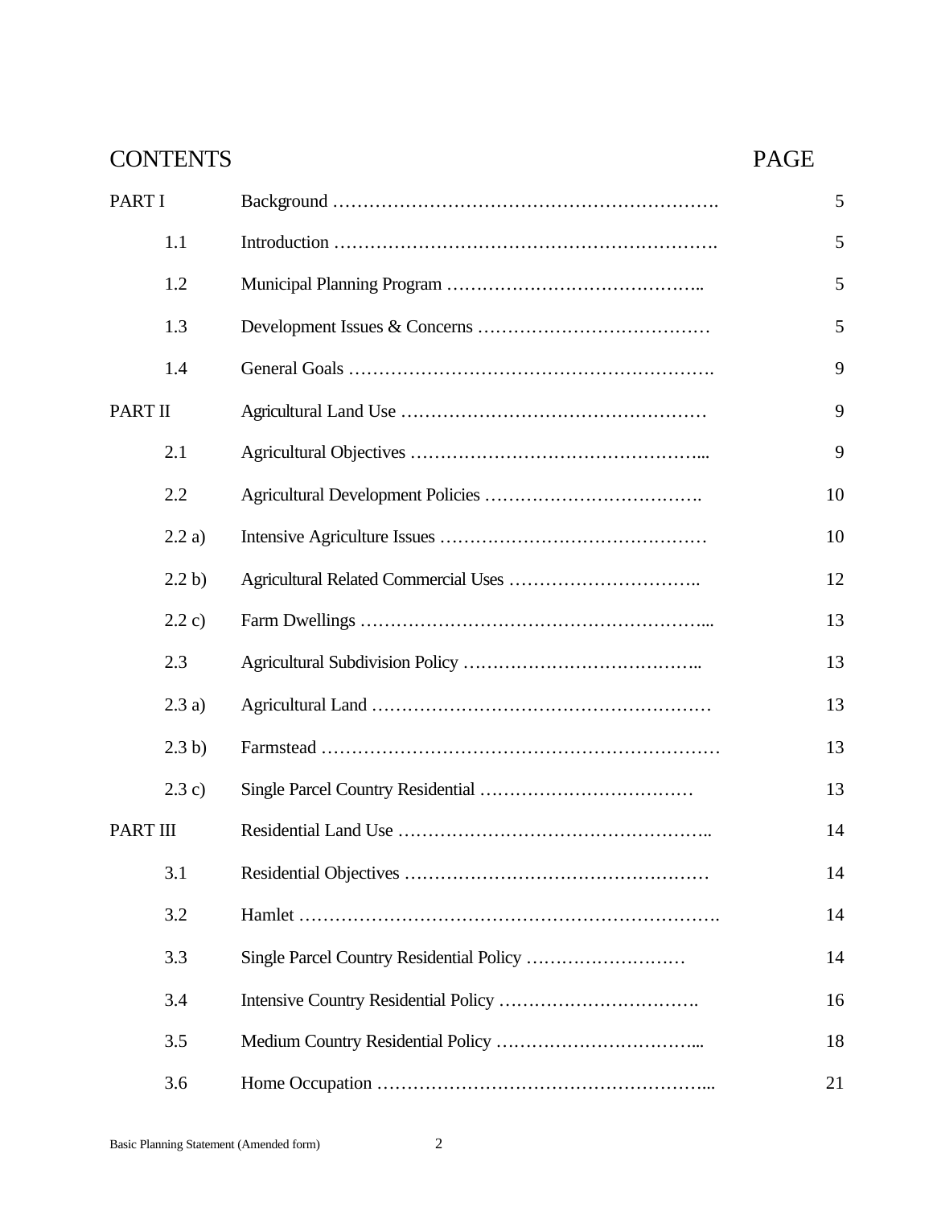# CONTENTS

| | | PAGE |
|---|---|---|
| PART I | Background | 5 |
| 1.1 | Introduction | 5 |
| 1.2 | Municipal Planning Program | 5 |
| 1.3 | Development Issues & Concerns | 5 |
| 1.4 | General Goals | 9 |
| PART II | Agricultural Land Use | 9 |
| 2.1 | Agricultural Objectives | 9 |
| 2.2 | Agricultural Development Policies | 10 |
| 2.2 a) | Intensive Agriculture Issues | 10 |
| 2.2 b) | Agricultural Related Commercial Uses | 12 |
| 2.2 c) | Farm Dwellings | 13 |
| 2.3 | Agricultural Subdivision Policy | 13 |
| 2.3 a) | Agricultural Land | 13 |
| 2.3 b) | Farmstead | 13 |
| 2.3 c) | Single Parcel Country Residential | 13 |
| PART III | Residential Land Use | 14 |
| 3.1 | Residential Objectives | 14 |
| 3.2 | Hamlet | 14 |
| 3.3 | Single Parcel Country Residential Policy | 14 |
| 3.4 | Intensive Country Residential Policy | 16 |
| 3.5 | Medium Country Residential Policy | 18 |
| 3.6 | Home Occupation | 21 |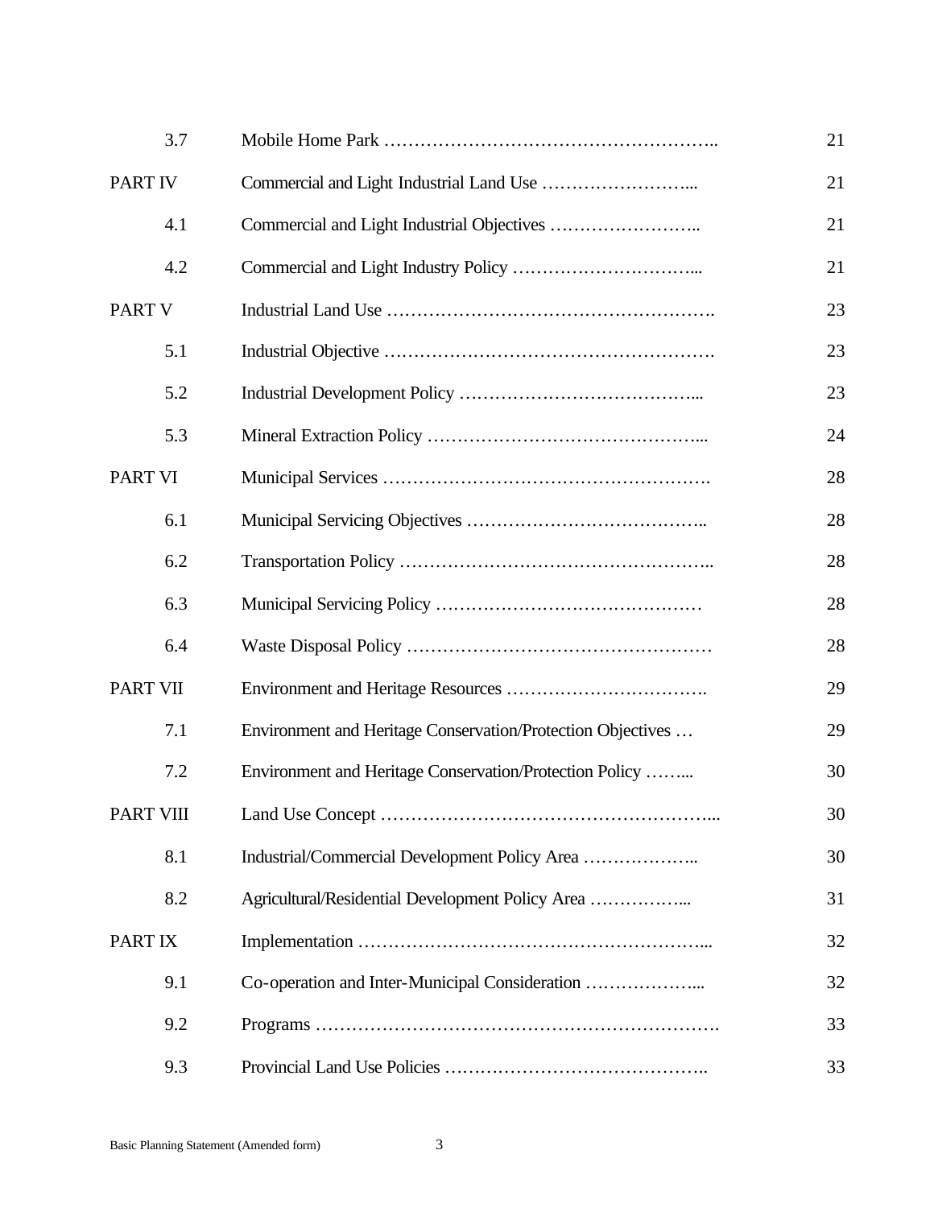| | | |
|---|---|---|
| 3.7 | Mobile Home Park ……………………………………………….. | 21 |
| PART IV | Commercial and Light Industrial Land Use ……………………... | 21 |
| 4.1 | Commercial and Light Industrial Objectives …………………….. | 21 |
| 4.2 | Commercial and Light Industry Policy …………………………... | 21 |
| PART V | Industrial Land Use ………………………………………………. | 23 |
| 5.1 | Industrial Objective ………………………………………………. | 23 |
| 5.2 | Industrial Development Policy …………………………………... | 23 |
| 5.3 | Mineral Extraction Policy ………………………………………... | 24 |
| PART VI | Municipal Services ………………………………………………. | 28 |
| 6.1 | Municipal Servicing Objectives ………………………………….. | 28 |
| 6.2 | Transportation Policy …………………………………………….. | 28 |
| 6.3 | Municipal Servicing Policy ……………………………………… | 28 |
| 6.4 | Waste Disposal Policy …………………………………………… | 28 |
| PART VII | Environment and Heritage Resources ……………………………. | 29 |
| 7.1 | Environment and Heritage Conservation/Protection Objectives … | 29 |
| 7.2 | Environment and Heritage Conservation/Protection Policy ……... | 30 |
| PART VIII | Land Use Concept ………………………………………………... | 30 |
| 8.1 | Industrial/Commercial Development Policy Area ……………….. | 30 |
| 8.2 | Agricultural/Residential Development Policy Area ……………... | 31 |
| PART IX | Implementation …………………………………………………... | 32 |
| 9.1 | Co-operation and Inter-Municipal Consideration ………………... | 32 |
| 9.2 | Programs …………………………………………………………. | 33 |
| 9.3 | Provincial Land Use Policies …………………………………….. | 33 |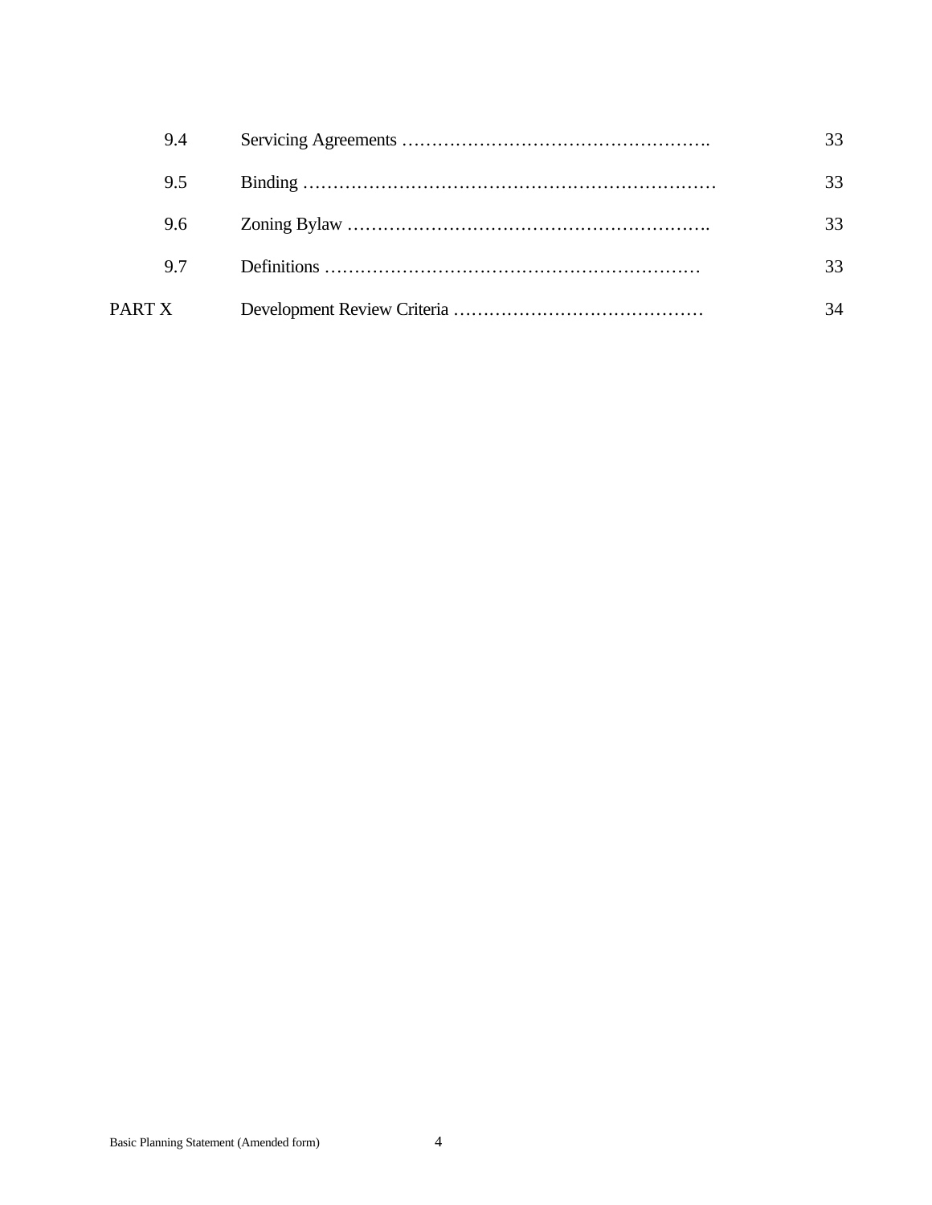| | | |
|---|---|---|
| 9.4 | Servicing Agreements ……………………………………………. | 33 |
| 9.5 | Binding ……………………………………………………………… | 33 |
| 9.6 | Zoning Bylaw ……………………………………………………. | 33 |
| 9.7 | Definitions ………………………………………………………… | 33 |
| PART X | Development Review Criteria …………………………………… | 34 |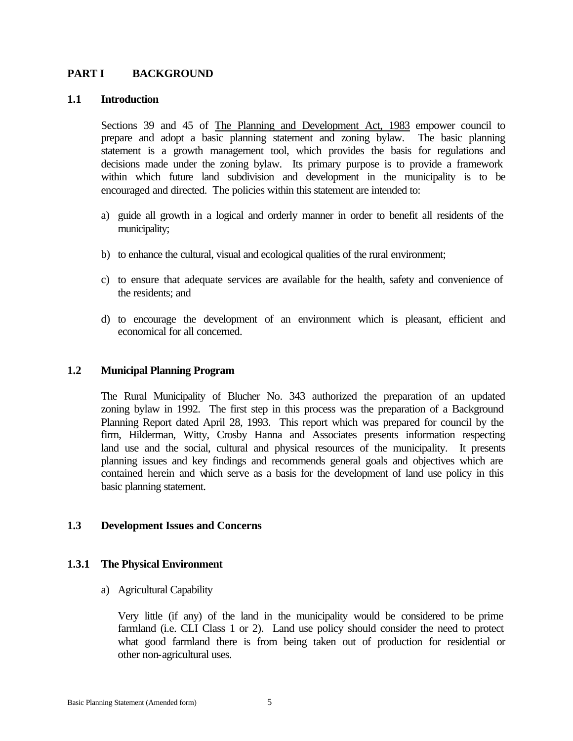# PART I BACKGROUND

## 1.1 Introduction

Sections 39 and 45 of The Planning and Development Act, 1983 empower council to prepare and adopt a basic planning statement and zoning bylaw. The basic planning statement is a growth management tool, which provides the basis for regulations and decisions made under the zoning bylaw. Its primary purpose is to provide a framework within which future land subdivision and development in the municipality is to be encouraged and directed. The policies within this statement are intended to:

a) guide all growth in a logical and orderly manner in order to benefit all residents of the municipality;

b) to enhance the cultural, visual and ecological qualities of the rural environment;

c) to ensure that adequate services are available for the health, safety and convenience of the residents; and

d) to encourage the development of an environment which is pleasant, efficient and economical for all concerned.

## 1.2 Municipal Planning Program

The Rural Municipality of Blucher No. 343 authorized the preparation of an updated zoning bylaw in 1992. The first step in this process was the preparation of a Background Planning Report dated April 28, 1993. This report which was prepared for council by the firm, Hilderman, Witty, Crosby Hanna and Associates presents information respecting land use and the social, cultural and physical resources of the municipality. It presents planning issues and key findings and recommends general goals and objectives which are contained herein and which serve as a basis for the development of land use policy in this basic planning statement.

## 1.3 Development Issues and Concerns

### 1.3.1 The Physical Environment

a) Agricultural Capability

Very little (if any) of the land in the municipality would be considered to be prime farmland (i.e. CLI Class 1 or 2). Land use policy should consider the need to protect what good farmland there is from being taken out of production for residential or other non-agricultural uses.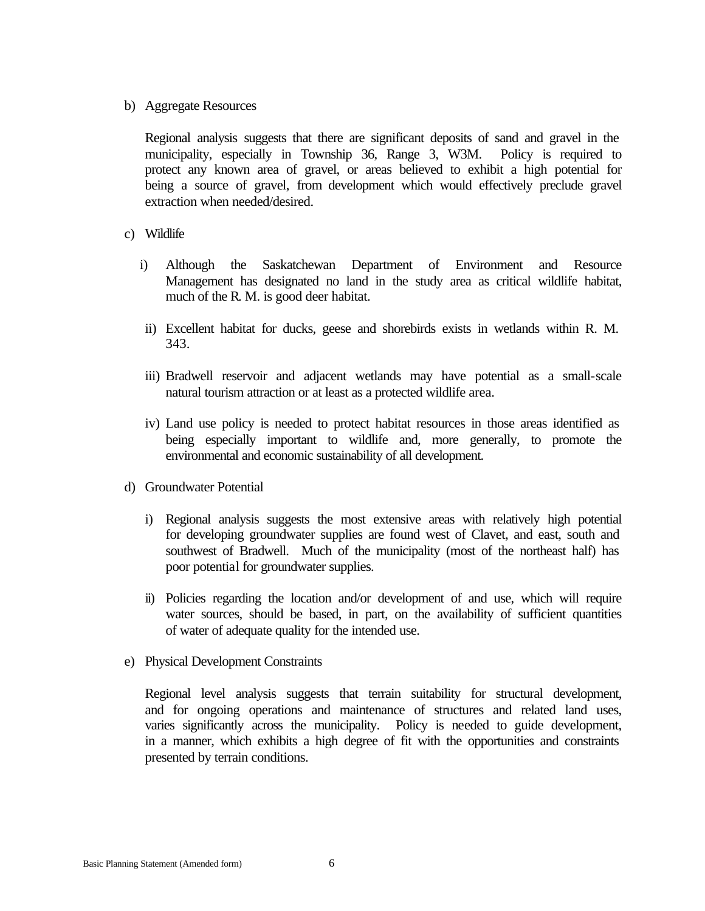b) Aggregate Resources

   Regional analysis suggests that there are significant deposits of sand and gravel in the municipality, especially in Township 36, Range 3, W3M. Policy is required to protect any known area of gravel, or areas believed to exhibit a high potential for being a source of gravel, from development which would effectively preclude gravel extraction when needed/desired.

c) Wildlife

   i) Although the Saskatchewan Department of Environment and Resource Management has designated no land in the study area as critical wildlife habitat, much of the R. M. is good deer habitat.

   ii) Excellent habitat for ducks, geese and shorebirds exists in wetlands within R. M. 343.

   iii) Bradwell reservoir and adjacent wetlands may have potential as a small-scale natural tourism attraction or at least as a protected wildlife area.

   iv) Land use policy is needed to protect habitat resources in those areas identified as being especially important to wildlife and, more generally, to promote the environmental and economic sustainability of all development.

d) Groundwater Potential

   i) Regional analysis suggests the most extensive areas with relatively high potential for developing groundwater supplies are found west of Clavet, and east, south and southwest of Bradwell. Much of the municipality (most of the northeast half) has poor potential for groundwater supplies.

   ii) Policies regarding the location and/or development of and use, which will require water sources, should be based, in part, on the availability of sufficient quantities of water of adequate quality for the intended use.

e) Physical Development Constraints

   Regional level analysis suggests that terrain suitability for structural development, and for ongoing operations and maintenance of structures and related land uses, varies significantly across the municipality. Policy is needed to guide development, in a manner, which exhibits a high degree of fit with the opportunities and constraints presented by terrain conditions.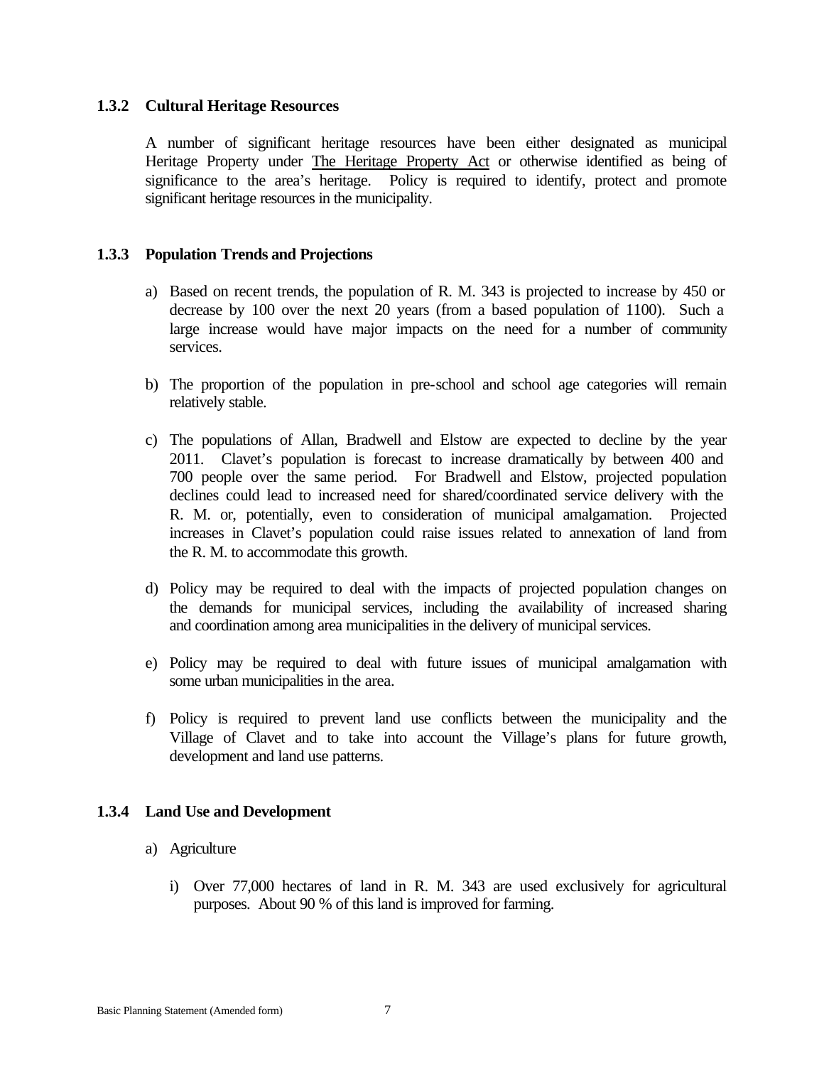### 1.3.2 Cultural Heritage Resources

A number of significant heritage resources have been either designated as municipal Heritage Property under The Heritage Property Act or otherwise identified as being of significance to the area's heritage. Policy is required to identify, protect and promote significant heritage resources in the municipality.

### 1.3.3 Population Trends and Projections

a) Based on recent trends, the population of R. M. 343 is projected to increase by 450 or decrease by 100 over the next 20 years (from a based population of 1100). Such a large increase would have major impacts on the need for a number of community services.

b) The proportion of the population in pre-school and school age categories will remain relatively stable.

c) The populations of Allan, Bradwell and Elstow are expected to decline by the year 2011. Clavet's population is forecast to increase dramatically by between 400 and 700 people over the same period. For Bradwell and Elstow, projected population declines could lead to increased need for shared/coordinated service delivery with the R. M. or, potentially, even to consideration of municipal amalgamation. Projected increases in Clavet's population could raise issues related to annexation of land from the R. M. to accommodate this growth.

d) Policy may be required to deal with the impacts of projected population changes on the demands for municipal services, including the availability of increased sharing and coordination among area municipalities in the delivery of municipal services.

e) Policy may be required to deal with future issues of municipal amalgamation with some urban municipalities in the area.

f) Policy is required to prevent land use conflicts between the municipality and the Village of Clavet and to take into account the Village's plans for future growth, development and land use patterns.

### 1.3.4 Land Use and Development

a) Agriculture

   i) Over 77,000 hectares of land in R. M. 343 are used exclusively for agricultural purposes. About 90 % of this land is improved for farming.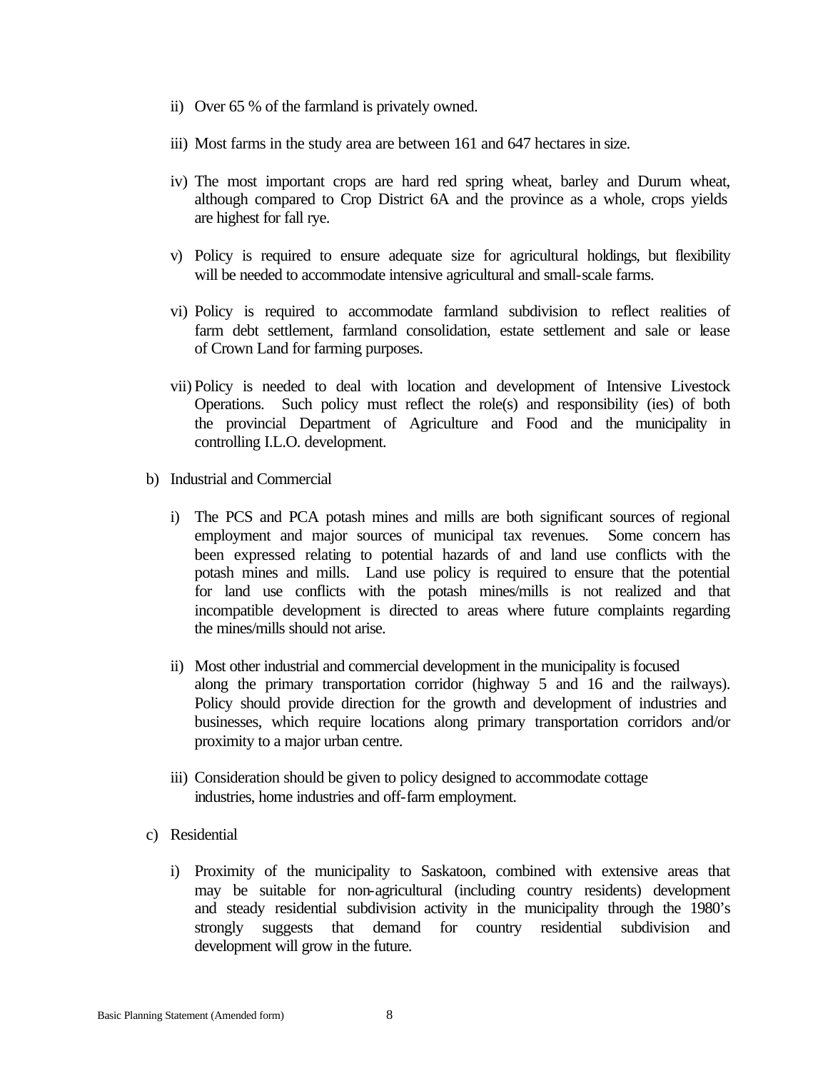ii) Over 65 % of the farmland is privately owned.

iii) Most farms in the study area are between 161 and 647 hectares in size.

iv) The most important crops are hard red spring wheat, barley and Durum wheat, although compared to Crop District 6A and the province as a whole, crops yields are highest for fall rye.

v) Policy is required to ensure adequate size for agricultural holdings, but flexibility will be needed to accommodate intensive agricultural and small-scale farms.

vi) Policy is required to accommodate farmland subdivision to reflect realities of farm debt settlement, farmland consolidation, estate settlement and sale or lease of Crown Land for farming purposes.

vii) Policy is needed to deal with location and development of Intensive Livestock Operations. Such policy must reflect the role(s) and responsibility (ies) of both the provincial Department of Agriculture and Food and the municipality in controlling I.L.O. development.

b) Industrial and Commercial

i) The PCS and PCA potash mines and mills are both significant sources of regional employment and major sources of municipal tax revenues. Some concern has been expressed relating to potential hazards of and land use conflicts with the potash mines and mills. Land use policy is required to ensure that the potential for land use conflicts with the potash mines/mills is not realized and that incompatible development is directed to areas where future complaints regarding the mines/mills should not arise.

ii) Most other industrial and commercial development in the municipality is focused along the primary transportation corridor (highway 5 and 16 and the railways). Policy should provide direction for the growth and development of industries and businesses, which require locations along primary transportation corridors and/or proximity to a major urban centre.

iii) Consideration should be given to policy designed to accommodate cottage industries, home industries and off-farm employment.

c) Residential

i) Proximity of the municipality to Saskatoon, combined with extensive areas that may be suitable for non-agricultural (including country residents) development and steady residential subdivision activity in the municipality through the 1980's strongly suggests that demand for country residential subdivision and development will grow in the future.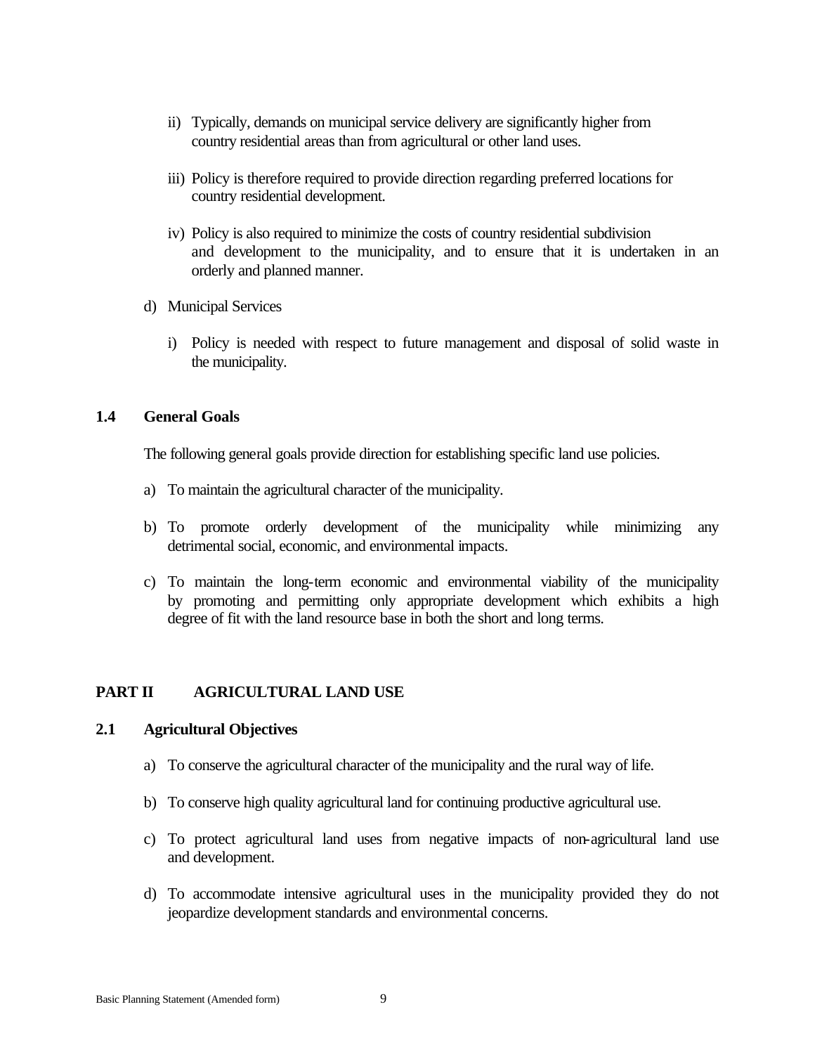ii) Typically, demands on municipal service delivery are significantly higher from country residential areas than from agricultural or other land uses.

iii) Policy is therefore required to provide direction regarding preferred locations for country residential development.

iv) Policy is also required to minimize the costs of country residential subdivision and development to the municipality, and to ensure that it is undertaken in an orderly and planned manner.

d) Municipal Services

i) Policy is needed with respect to future management and disposal of solid waste in the municipality.

### 1.4 General Goals

The following general goals provide direction for establishing specific land use policies.

a) To maintain the agricultural character of the municipality.

b) To promote orderly development of the municipality while minimizing any detrimental social, economic, and environmental impacts.

c) To maintain the long-term economic and environmental viability of the municipality by promoting and permitting only appropriate development which exhibits a high degree of fit with the land resource base in both the short and long terms.

## PART II AGRICULTURAL LAND USE

### 2.1 Agricultural Objectives

a) To conserve the agricultural character of the municipality and the rural way of life.

b) To conserve high quality agricultural land for continuing productive agricultural use.

c) To protect agricultural land uses from negative impacts of non-agricultural land use and development.

d) To accommodate intensive agricultural uses in the municipality provided they do not jeopardize development standards and environmental concerns.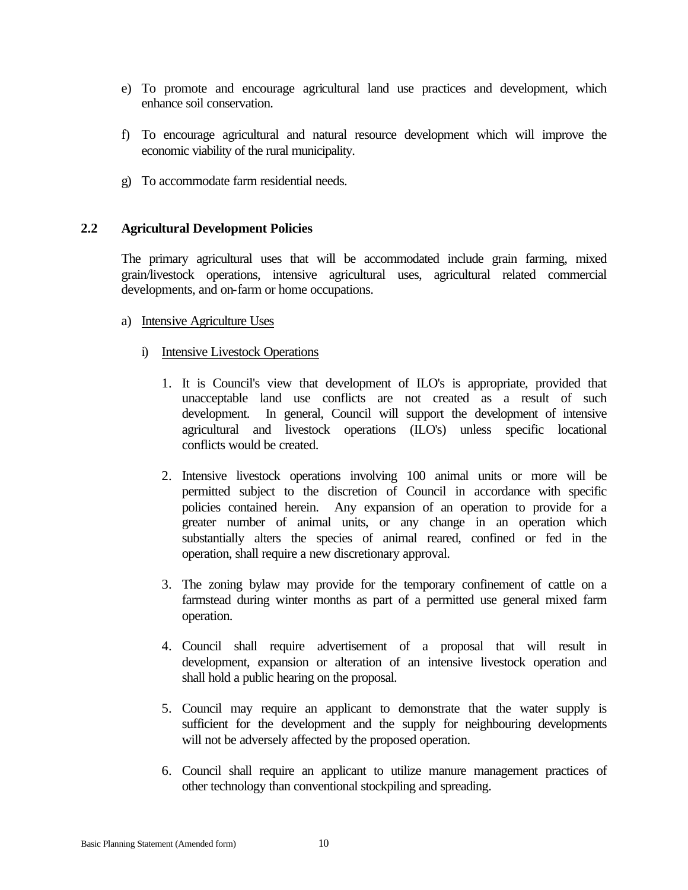e) To promote and encourage agricultural land use practices and development, which enhance soil conservation.

f) To encourage agricultural and natural resource development which will improve the economic viability of the rural municipality.

g) To accommodate farm residential needs.

## 2.2 Agricultural Development Policies

The primary agricultural uses that will be accommodated include grain farming, mixed grain/livestock operations, intensive agricultural uses, agricultural related commercial developments, and on-farm or home occupations.

a) Intensive Agriculture Uses

i) Intensive Livestock Operations

1. It is Council's view that development of ILO's is appropriate, provided that unacceptable land use conflicts are not created as a result of such development. In general, Council will support the development of intensive agricultural and livestock operations (ILO's) unless specific locational conflicts would be created.

2. Intensive livestock operations involving 100 animal units or more will be permitted subject to the discretion of Council in accordance with specific policies contained herein. Any expansion of an operation to provide for a greater number of animal units, or any change in an operation which substantially alters the species of animal reared, confined or fed in the operation, shall require a new discretionary approval.

3. The zoning bylaw may provide for the temporary confinement of cattle on a farmstead during winter months as part of a permitted use general mixed farm operation.

4. Council shall require advertisement of a proposal that will result in development, expansion or alteration of an intensive livestock operation and shall hold a public hearing on the proposal.

5. Council may require an applicant to demonstrate that the water supply is sufficient for the development and the supply for neighbouring developments will not be adversely affected by the proposed operation.

6. Council shall require an applicant to utilize manure management practices of other technology than conventional stockpiling and spreading.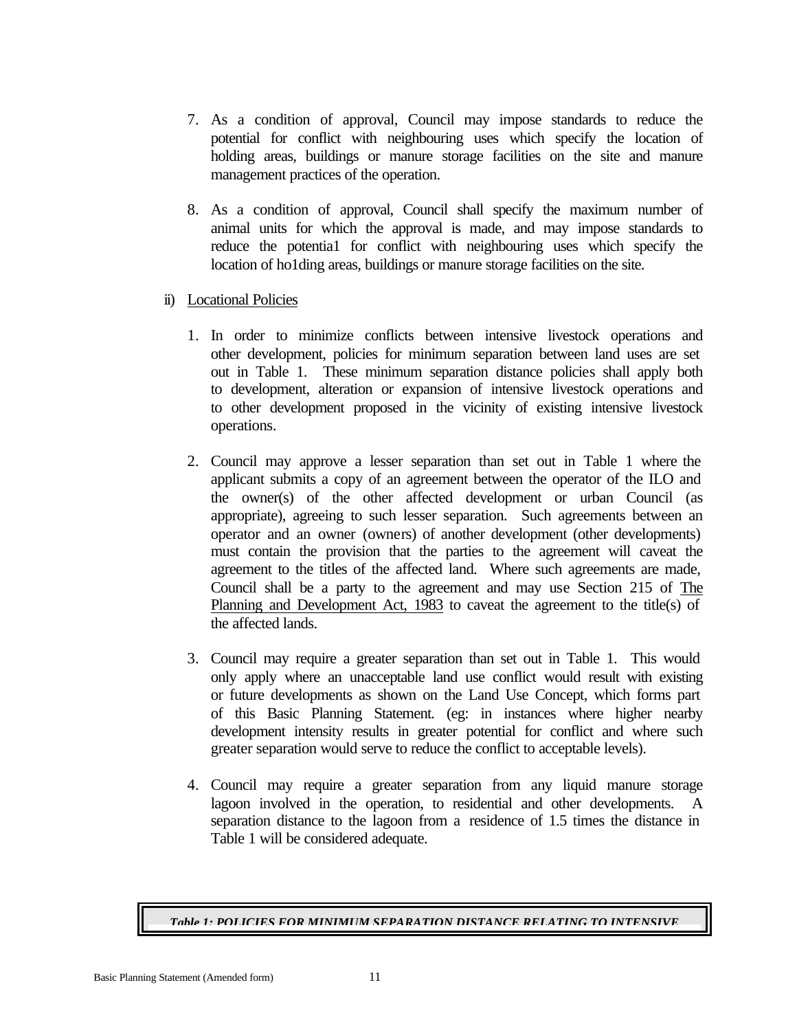7. As a condition of approval, Council may impose standards to reduce the potential for conflict with neighbouring uses which specify the location of holding areas, buildings or manure storage facilities on the site and manure management practices of the operation.

8. As a condition of approval, Council shall specify the maximum number of animal units for which the approval is made, and may impose standards to reduce the potentia1 for conflict with neighbouring uses which specify the location of ho1ding areas, buildings or manure storage facilities on the site.

ii) Locational Policies

1. In order to minimize conflicts between intensive livestock operations and other development, policies for minimum separation between land uses are set out in Table 1. These minimum separation distance policies shall apply both to development, alteration or expansion of intensive livestock operations and to other development proposed in the vicinity of existing intensive livestock operations.

2. Council may approve a lesser separation than set out in Table 1 where the applicant submits a copy of an agreement between the operator of the ILO and the owner(s) of the other affected development or urban Council (as appropriate), agreeing to such lesser separation. Such agreements between an operator and an owner (owners) of another development (other developments) must contain the provision that the parties to the agreement will caveat the agreement to the titles of the affected land. Where such agreements are made, Council shall be a party to the agreement and may use Section 215 of The Planning and Development Act, 1983 to caveat the agreement to the title(s) of the affected lands.

3. Council may require a greater separation than set out in Table 1. This would only apply where an unacceptable land use conflict would result with existing or future developments as shown on the Land Use Concept, which forms part of this Basic Planning Statement. (eg: in instances where higher nearby development intensity results in greater potential for conflict and where such greater separation would serve to reduce the conflict to acceptable levels).

4. Council may require a greater separation from any liquid manure storage lagoon involved in the operation, to residential and other developments. A separation distance to the lagoon from a residence of 1.5 times the distance in Table 1 will be considered adequate.

***Table 1: POLICIES FOR MINIMUM SEPARATION DISTANCE RELATING TO INTENSIVE***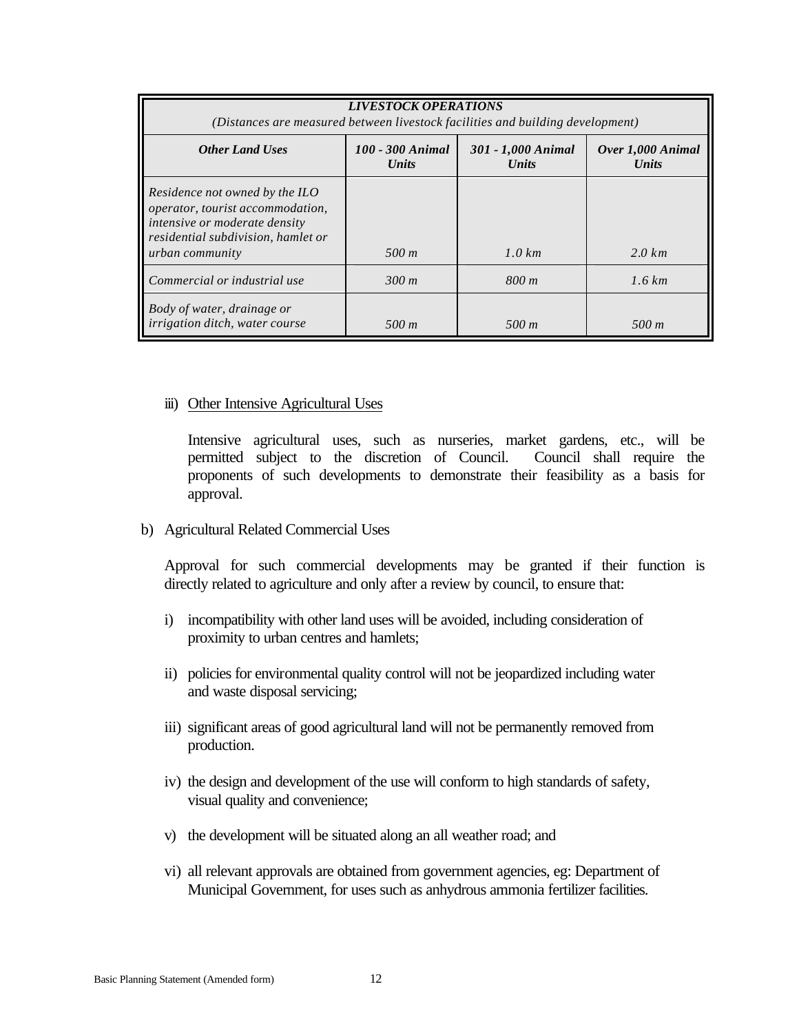| ***LIVESTOCK OPERATIONS*** *(Distances are measured between livestock facilities and building development)* | | | |
|---|---|---|---|
| ***Other Land Uses*** | ***100 - 300 Animal Units*** | ***301 - 1,000 Animal Units*** | ***Over 1,000 Animal Units*** |
| *Residence not owned by the ILO operator, tourist accommodation, intensive or moderate density residential subdivision, hamlet or urban community* | *500 m* | *1.0 km* | *2.0 km* |
| *Commercial or industrial use* | *300 m* | *800 m* | *1.6 km* |
| *Body of water, drainage or irrigation ditch, water course* | *500 m* | *500 m* | *500 m* |

iii) Other Intensive Agricultural Uses

Intensive agricultural uses, such as nurseries, market gardens, etc., will be permitted subject to the discretion of Council. Council shall require the proponents of such developments to demonstrate their feasibility as a basis for approval.

b) Agricultural Related Commercial Uses

Approval for such commercial developments may be granted if their function is directly related to agriculture and only after a review by council, to ensure that:

i) incompatibility with other land uses will be avoided, including consideration of proximity to urban centres and hamlets;

ii) policies for environmental quality control will not be jeopardized including water and waste disposal servicing;

iii) significant areas of good agricultural land will not be permanently removed from production.

iv) the design and development of the use will conform to high standards of safety, visual quality and convenience;

v) the development will be situated along an all weather road; and

vi) all relevant approvals are obtained from government agencies, eg: Department of Municipal Government, for uses such as anhydrous ammonia fertilizer facilities.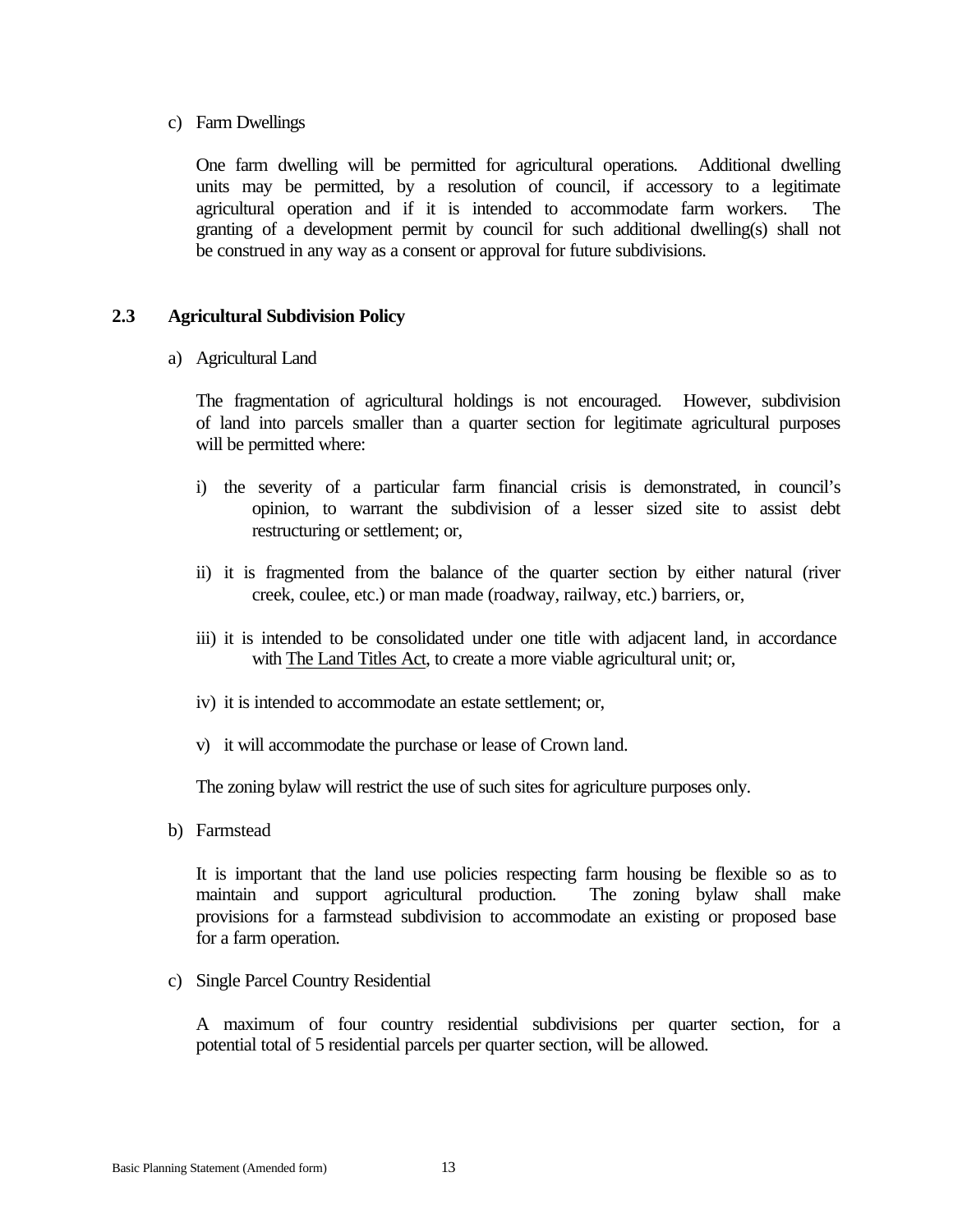c) Farm Dwellings

One farm dwelling will be permitted for agricultural operations. Additional dwelling units may be permitted, by a resolution of council, if accessory to a legitimate agricultural operation and if it is intended to accommodate farm workers. The granting of a development permit by council for such additional dwelling(s) shall not be construed in any way as a consent or approval for future subdivisions.

## 2.3 Agricultural Subdivision Policy

a) Agricultural Land

The fragmentation of agricultural holdings is not encouraged. However, subdivision of land into parcels smaller than a quarter section for legitimate agricultural purposes will be permitted where:

i) the severity of a particular farm financial crisis is demonstrated, in council's opinion, to warrant the subdivision of a lesser sized site to assist debt restructuring or settlement; or,

ii) it is fragmented from the balance of the quarter section by either natural (river creek, coulee, etc.) or man made (roadway, railway, etc.) barriers, or,

iii) it is intended to be consolidated under one title with adjacent land, in accordance with The Land Titles Act, to create a more viable agricultural unit; or,

iv) it is intended to accommodate an estate settlement; or,

v) it will accommodate the purchase or lease of Crown land.

The zoning bylaw will restrict the use of such sites for agriculture purposes only.

b) Farmstead

It is important that the land use policies respecting farm housing be flexible so as to maintain and support agricultural production. The zoning bylaw shall make provisions for a farmstead subdivision to accommodate an existing or proposed base for a farm operation.

c) Single Parcel Country Residential

A maximum of four country residential subdivisions per quarter section, for a potential total of 5 residential parcels per quarter section, will be allowed.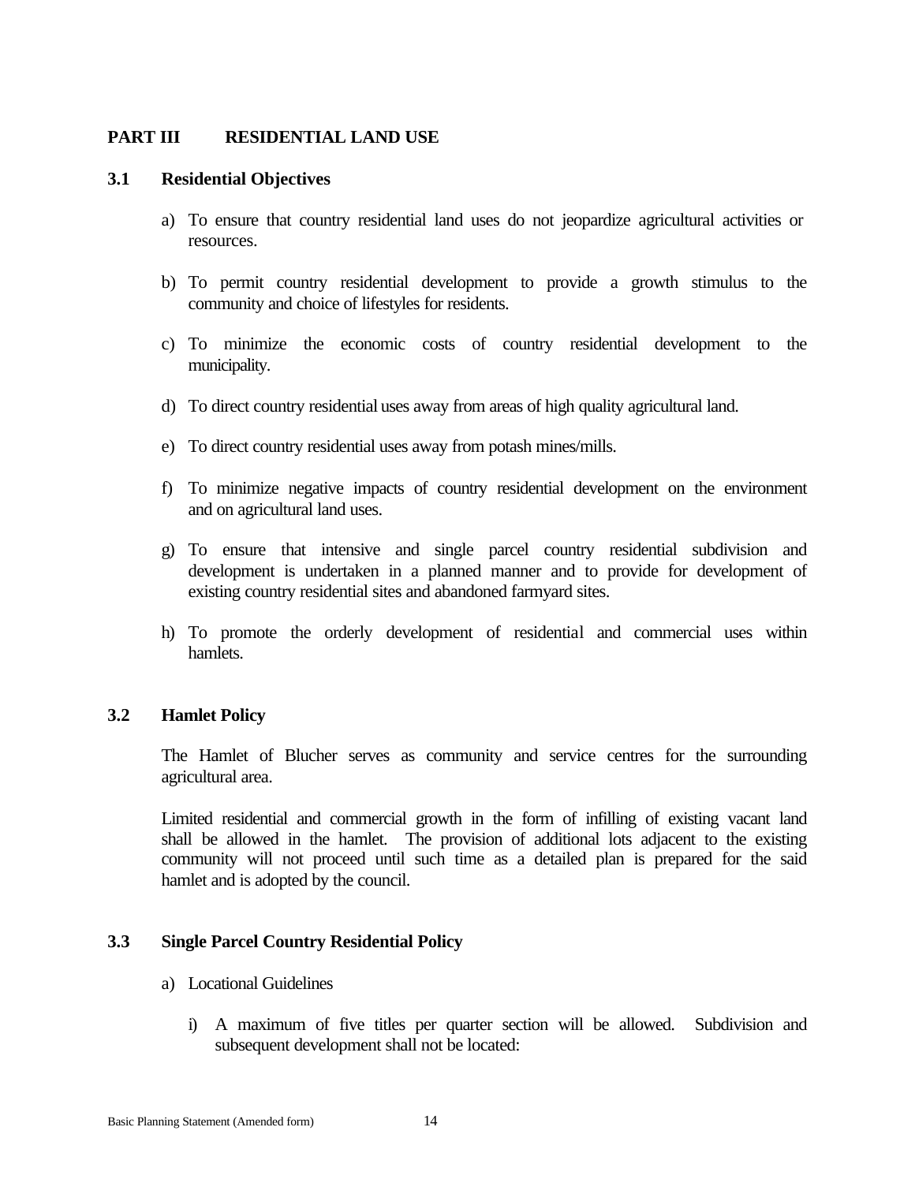## PART III RESIDENTIAL LAND USE

### 3.1 Residential Objectives

a) To ensure that country residential land uses do not jeopardize agricultural activities or resources.

b) To permit country residential development to provide a growth stimulus to the community and choice of lifestyles for residents.

c) To minimize the economic costs of country residential development to the municipality.

d) To direct country residential uses away from areas of high quality agricultural land.

e) To direct country residential uses away from potash mines/mills.

f) To minimize negative impacts of country residential development on the environment and on agricultural land uses.

g) To ensure that intensive and single parcel country residential subdivision and development is undertaken in a planned manner and to provide for development of existing country residential sites and abandoned farmyard sites.

h) To promote the orderly development of residential and commercial uses within hamlets.

### 3.2 Hamlet Policy

The Hamlet of Blucher serves as community and service centres for the surrounding agricultural area.

Limited residential and commercial growth in the form of infilling of existing vacant land shall be allowed in the hamlet. The provision of additional lots adjacent to the existing community will not proceed until such time as a detailed plan is prepared for the said hamlet and is adopted by the council.

### 3.3 Single Parcel Country Residential Policy

a) Locational Guidelines

i) A maximum of five titles per quarter section will be allowed. Subdivision and subsequent development shall not be located: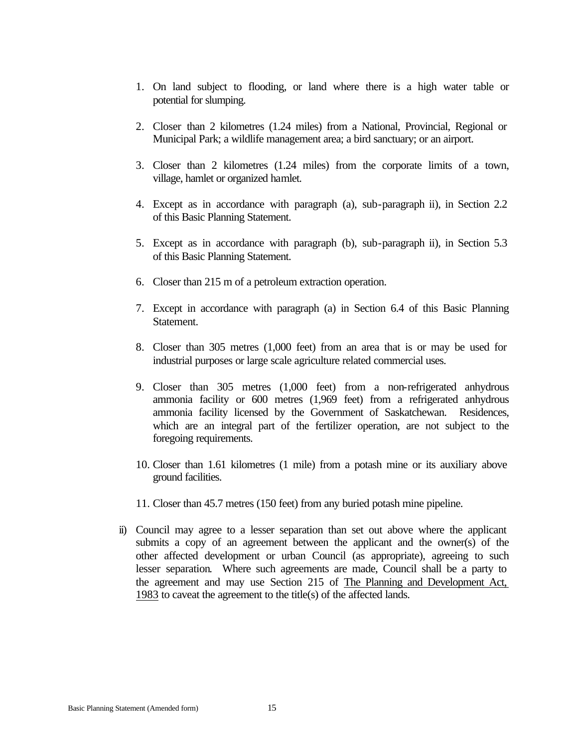1. On land subject to flooding, or land where there is a high water table or potential for slumping.

2. Closer than 2 kilometres (1.24 miles) from a National, Provincial, Regional or Municipal Park; a wildlife management area; a bird sanctuary; or an airport.

3. Closer than 2 kilometres (1.24 miles) from the corporate limits of a town, village, hamlet or organized hamlet.

4. Except as in accordance with paragraph (a), sub-paragraph ii), in Section 2.2 of this Basic Planning Statement.

5. Except as in accordance with paragraph (b), sub-paragraph ii), in Section 5.3 of this Basic Planning Statement.

6. Closer than 215 m of a petroleum extraction operation.

7. Except in accordance with paragraph (a) in Section 6.4 of this Basic Planning Statement.

8. Closer than 305 metres (1,000 feet) from an area that is or may be used for industrial purposes or large scale agriculture related commercial uses.

9. Closer than 305 metres (1,000 feet) from a non-refrigerated anhydrous ammonia facility or 600 metres (1,969 feet) from a refrigerated anhydrous ammonia facility licensed by the Government of Saskatchewan. Residences, which are an integral part of the fertilizer operation, are not subject to the foregoing requirements.

10. Closer than 1.61 kilometres (1 mile) from a potash mine or its auxiliary above ground facilities.

11. Closer than 45.7 metres (150 feet) from any buried potash mine pipeline.

ii) Council may agree to a lesser separation than set out above where the applicant submits a copy of an agreement between the applicant and the owner(s) of the other affected development or urban Council (as appropriate), agreeing to such lesser separation. Where such agreements are made, Council shall be a party to the agreement and may use Section 215 of The Planning and Development Act, 1983 to caveat the agreement to the title(s) of the affected lands.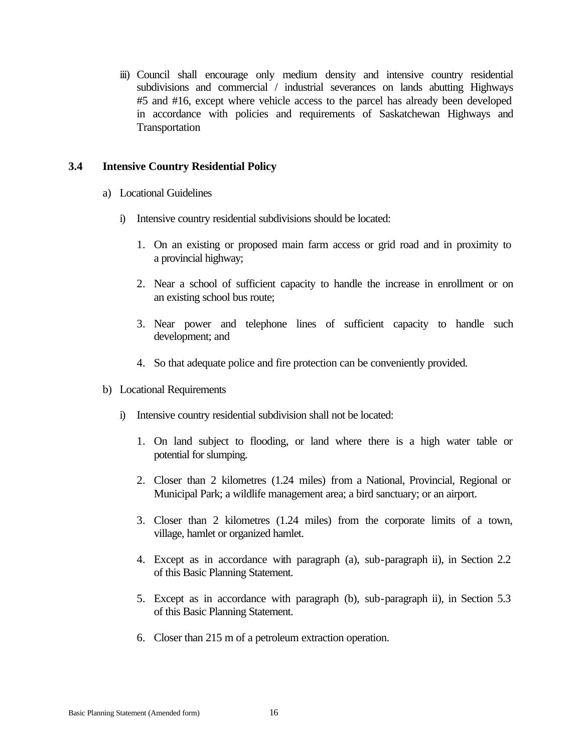iii) Council shall encourage only medium density and intensive country residential subdivisions and commercial / industrial severances on lands abutting Highways #5 and #16, except where vehicle access to the parcel has already been developed in accordance with policies and requirements of Saskatchewan Highways and Transportation

## 3.4 Intensive Country Residential Policy

a) Locational Guidelines

i) Intensive country residential subdivisions should be located:

1. On an existing or proposed main farm access or grid road and in proximity to a provincial highway;
2. Near a school of sufficient capacity to handle the increase in enrollment or on an existing school bus route;
3. Near power and telephone lines of sufficient capacity to handle such development; and
4. So that adequate police and fire protection can be conveniently provided.

b) Locational Requirements

i) Intensive country residential subdivision shall not be located:

1. On land subject to flooding, or land where there is a high water table or potential for slumping.
2. Closer than 2 kilometres (1.24 miles) from a National, Provincial, Regional or Municipal Park; a wildlife management area; a bird sanctuary; or an airport.
3. Closer than 2 kilometres (1.24 miles) from the corporate limits of a town, village, hamlet or organized hamlet.
4. Except as in accordance with paragraph (a), sub-paragraph ii), in Section 2.2 of this Basic Planning Statement.
5. Except as in accordance with paragraph (b), sub-paragraph ii), in Section 5.3 of this Basic Planning Statement.
6. Closer than 215 m of a petroleum extraction operation.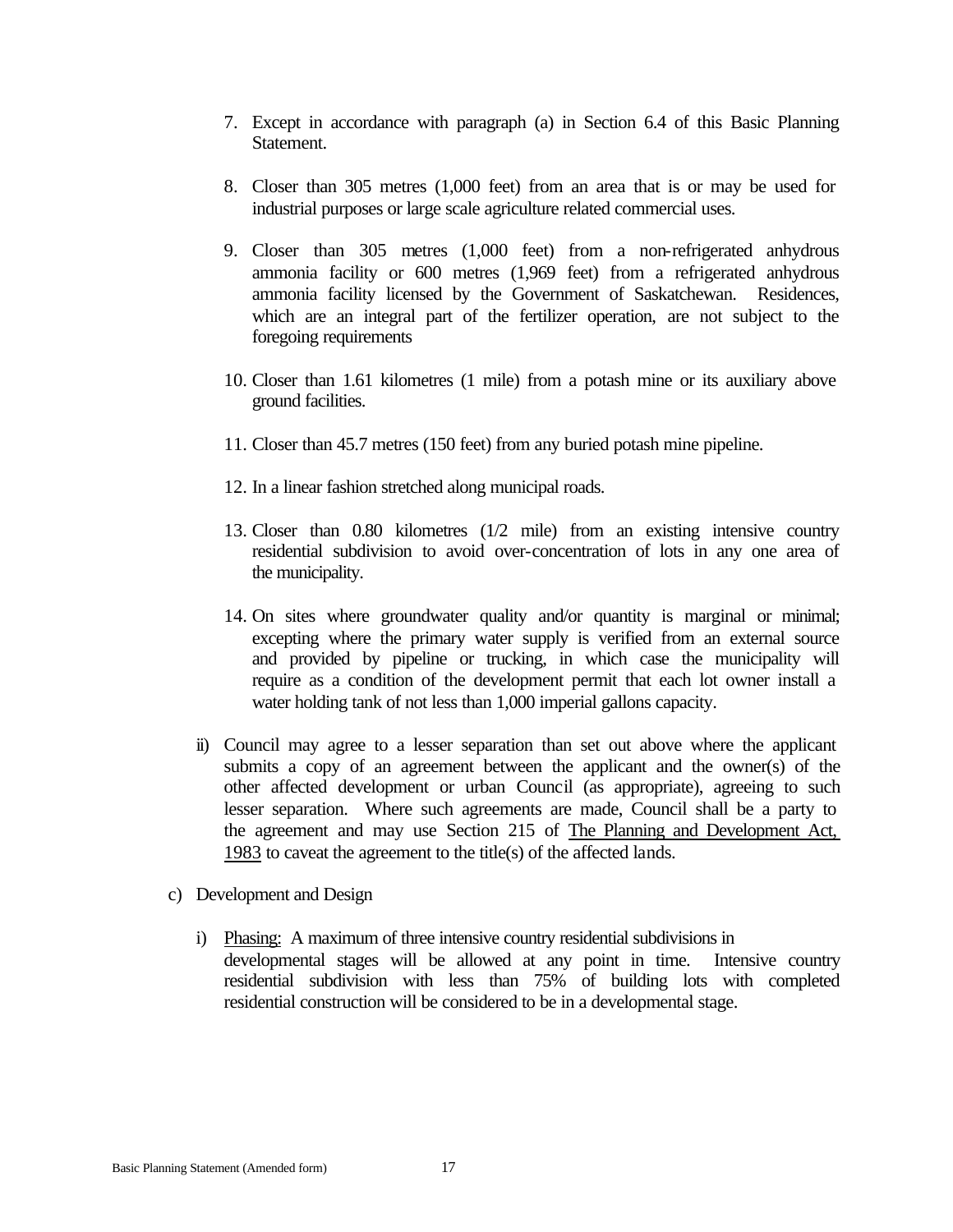7. Except in accordance with paragraph (a) in Section 6.4 of this Basic Planning Statement.

8. Closer than 305 metres (1,000 feet) from an area that is or may be used for industrial purposes or large scale agriculture related commercial uses.

9. Closer than 305 metres (1,000 feet) from a non-refrigerated anhydrous ammonia facility or 600 metres (1,969 feet) from a refrigerated anhydrous ammonia facility licensed by the Government of Saskatchewan. Residences, which are an integral part of the fertilizer operation, are not subject to the foregoing requirements

10. Closer than 1.61 kilometres (1 mile) from a potash mine or its auxiliary above ground facilities.

11. Closer than 45.7 metres (150 feet) from any buried potash mine pipeline.

12. In a linear fashion stretched along municipal roads.

13. Closer than 0.80 kilometres (1/2 mile) from an existing intensive country residential subdivision to avoid over-concentration of lots in any one area of the municipality.

14. On sites where groundwater quality and/or quantity is marginal or minimal; excepting where the primary water supply is verified from an external source and provided by pipeline or trucking, in which case the municipality will require as a condition of the development permit that each lot owner install a water holding tank of not less than 1,000 imperial gallons capacity.

ii) Council may agree to a lesser separation than set out above where the applicant submits a copy of an agreement between the applicant and the owner(s) of the other affected development or urban Council (as appropriate), agreeing to such lesser separation. Where such agreements are made, Council shall be a party to the agreement and may use Section 215 of The Planning and Development Act, 1983 to caveat the agreement to the title(s) of the affected lands.

c) Development and Design

i) Phasing: A maximum of three intensive country residential subdivisions in developmental stages will be allowed at any point in time. Intensive country residential subdivision with less than 75% of building lots with completed residential construction will be considered to be in a developmental stage.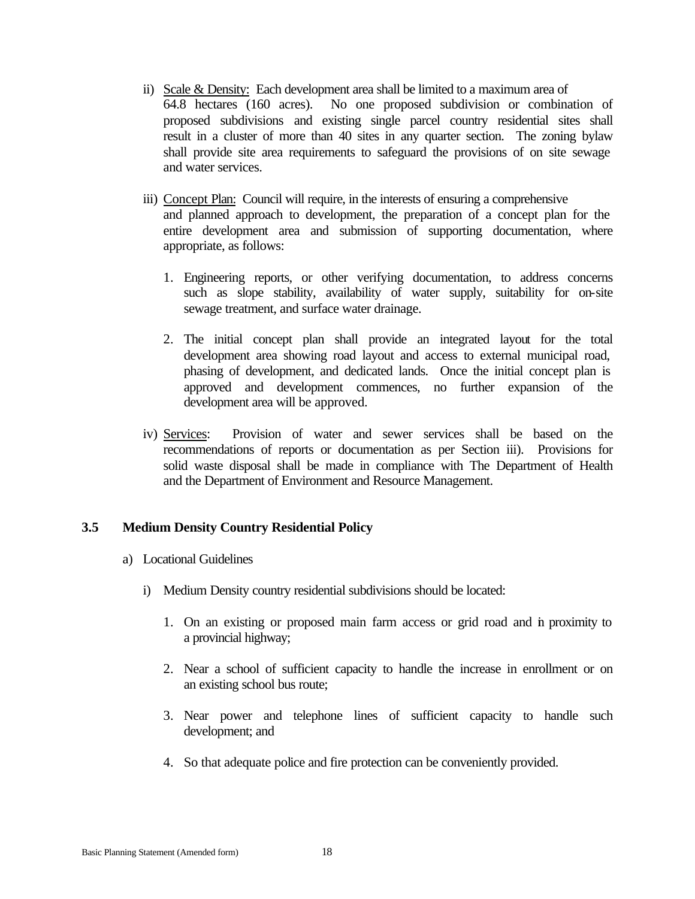ii) Scale & Density: Each development area shall be limited to a maximum area of 64.8 hectares (160 acres). No one proposed subdivision or combination of proposed subdivisions and existing single parcel country residential sites shall result in a cluster of more than 40 sites in any quarter section. The zoning bylaw shall provide site area requirements to safeguard the provisions of on site sewage and water services.

iii) Concept Plan: Council will require, in the interests of ensuring a comprehensive and planned approach to development, the preparation of a concept plan for the entire development area and submission of supporting documentation, where appropriate, as follows:

1. Engineering reports, or other verifying documentation, to address concerns such as slope stability, availability of water supply, suitability for on-site sewage treatment, and surface water drainage.

2. The initial concept plan shall provide an integrated layout for the total development area showing road layout and access to external municipal road, phasing of development, and dedicated lands. Once the initial concept plan is approved and development commences, no further expansion of the development area will be approved.

iv) Services: Provision of water and sewer services shall be based on the recommendations of reports or documentation as per Section iii). Provisions for solid waste disposal shall be made in compliance with The Department of Health and the Department of Environment and Resource Management.

## 3.5 Medium Density Country Residential Policy

a) Locational Guidelines

i) Medium Density country residential subdivisions should be located:

1. On an existing or proposed main farm access or grid road and in proximity to a provincial highway;

2. Near a school of sufficient capacity to handle the increase in enrollment or on an existing school bus route;

3. Near power and telephone lines of sufficient capacity to handle such development; and

4. So that adequate police and fire protection can be conveniently provided.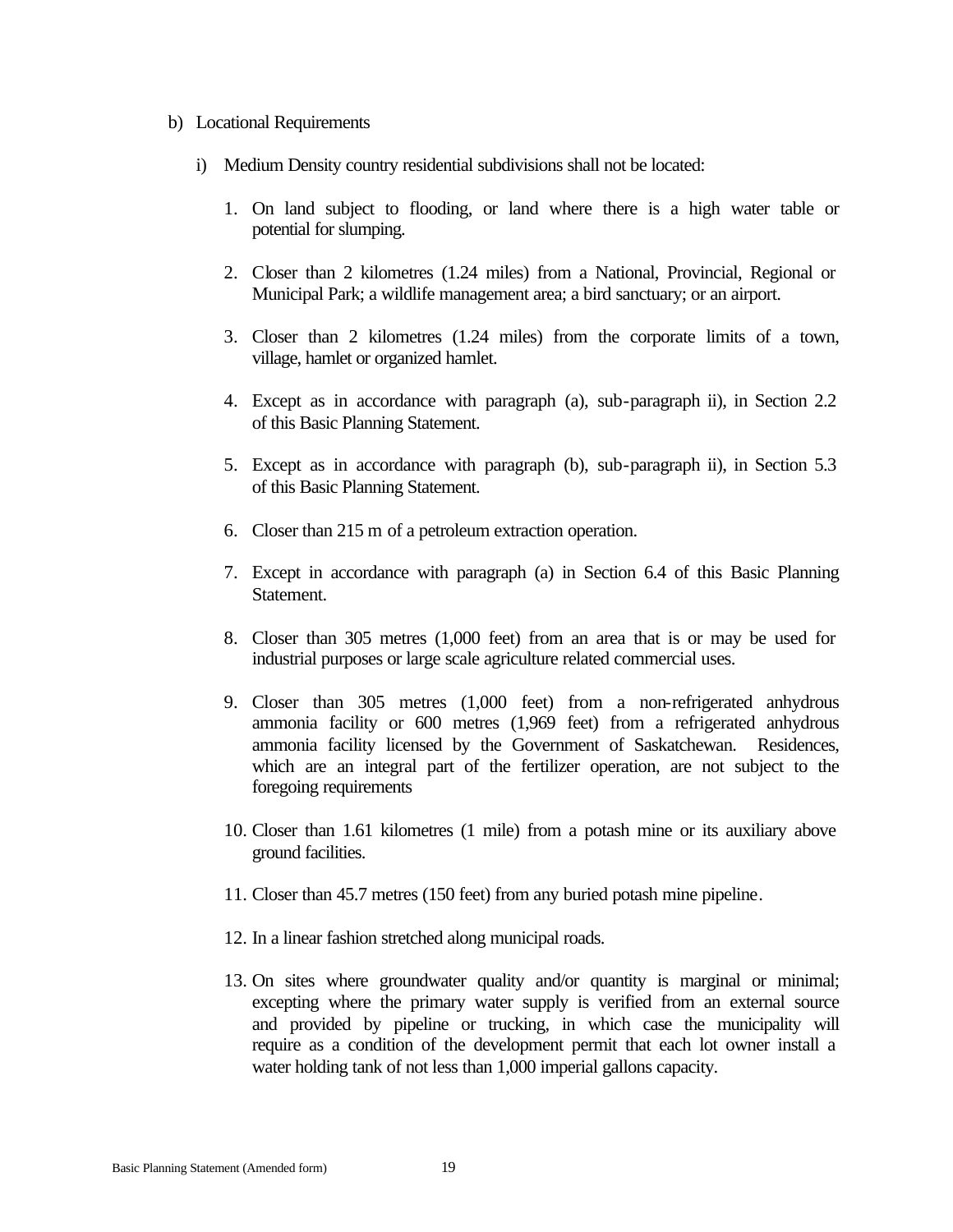b) Locational Requirements

i) Medium Density country residential subdivisions shall not be located:

1. On land subject to flooding, or land where there is a high water table or potential for slumping.

2. Closer than 2 kilometres (1.24 miles) from a National, Provincial, Regional or Municipal Park; a wildlife management area; a bird sanctuary; or an airport.

3. Closer than 2 kilometres (1.24 miles) from the corporate limits of a town, village, hamlet or organized hamlet.

4. Except as in accordance with paragraph (a), sub-paragraph ii), in Section 2.2 of this Basic Planning Statement.

5. Except as in accordance with paragraph (b), sub-paragraph ii), in Section 5.3 of this Basic Planning Statement.

6. Closer than 215 m of a petroleum extraction operation.

7. Except in accordance with paragraph (a) in Section 6.4 of this Basic Planning Statement.

8. Closer than 305 metres (1,000 feet) from an area that is or may be used for industrial purposes or large scale agriculture related commercial uses.

9. Closer than 305 metres (1,000 feet) from a non-refrigerated anhydrous ammonia facility or 600 metres (1,969 feet) from a refrigerated anhydrous ammonia facility licensed by the Government of Saskatchewan. Residences, which are an integral part of the fertilizer operation, are not subject to the foregoing requirements

10. Closer than 1.61 kilometres (1 mile) from a potash mine or its auxiliary above ground facilities.

11. Closer than 45.7 metres (150 feet) from any buried potash mine pipeline.

12. In a linear fashion stretched along municipal roads.

13. On sites where groundwater quality and/or quantity is marginal or minimal; excepting where the primary water supply is verified from an external source and provided by pipeline or trucking, in which case the municipality will require as a condition of the development permit that each lot owner install a water holding tank of not less than 1,000 imperial gallons capacity.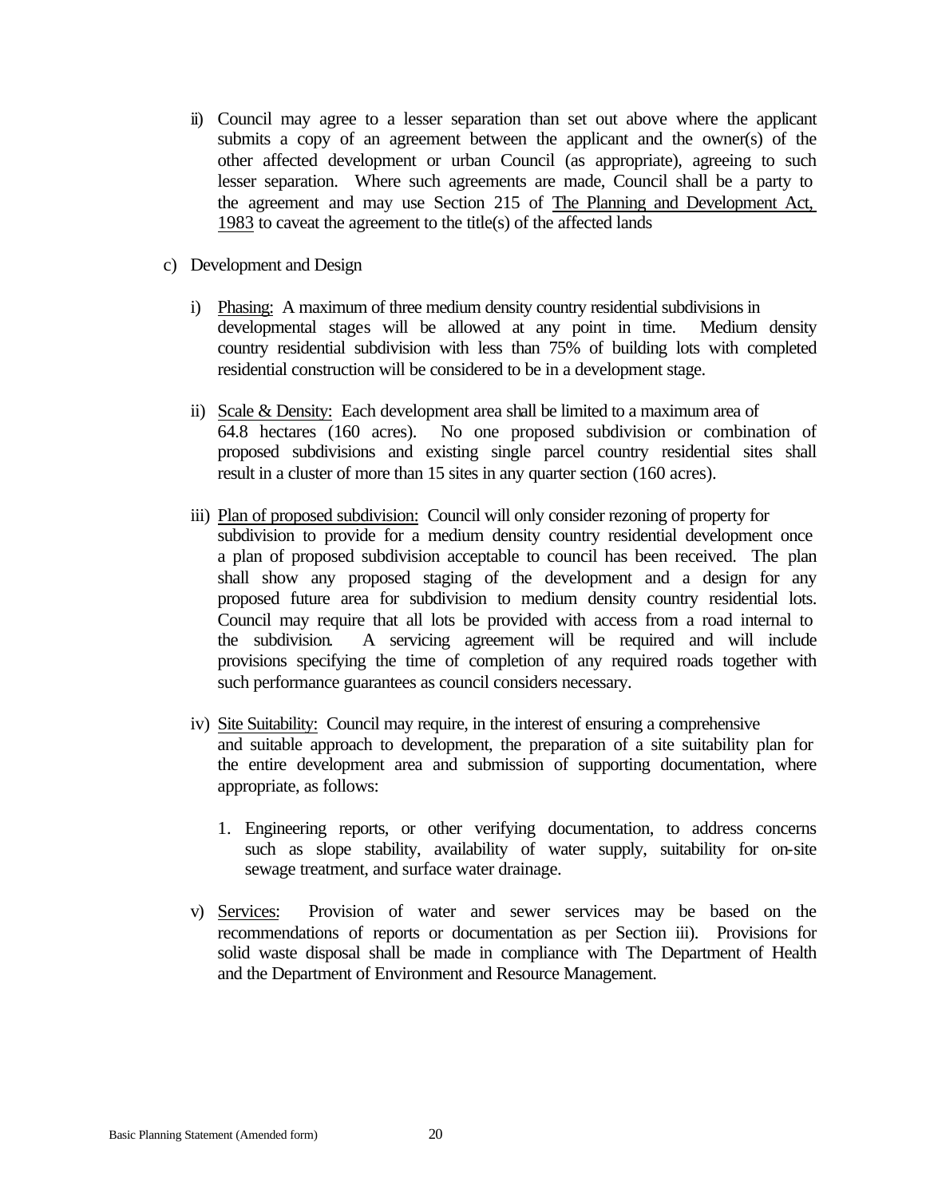ii) Council may agree to a lesser separation than set out above where the applicant submits a copy of an agreement between the applicant and the owner(s) of the other affected development or urban Council (as appropriate), agreeing to such lesser separation. Where such agreements are made, Council shall be a party to the agreement and may use Section 215 of The Planning and Development Act, 1983 to caveat the agreement to the title(s) of the affected lands

c) Development and Design

   i) Phasing: A maximum of three medium density country residential subdivisions in developmental stages will be allowed at any point in time. Medium density country residential subdivision with less than 75% of building lots with completed residential construction will be considered to be in a development stage.

   ii) Scale & Density: Each development area shall be limited to a maximum area of 64.8 hectares (160 acres). No one proposed subdivision or combination of proposed subdivisions and existing single parcel country residential sites shall result in a cluster of more than 15 sites in any quarter section (160 acres).

   iii) Plan of proposed subdivision: Council will only consider rezoning of property for subdivision to provide for a medium density country residential development once a plan of proposed subdivision acceptable to council has been received. The plan shall show any proposed staging of the development and a design for any proposed future area for subdivision to medium density country residential lots. Council may require that all lots be provided with access from a road internal to the subdivision. A servicing agreement will be required and will include provisions specifying the time of completion of any required roads together with such performance guarantees as council considers necessary.

   iv) Site Suitability: Council may require, in the interest of ensuring a comprehensive and suitable approach to development, the preparation of a site suitability plan for the entire development area and submission of supporting documentation, where appropriate, as follows:

      1. Engineering reports, or other verifying documentation, to address concerns such as slope stability, availability of water supply, suitability for on-site sewage treatment, and surface water drainage.

   v) Services: Provision of water and sewer services may be based on the recommendations of reports or documentation as per Section iii). Provisions for solid waste disposal shall be made in compliance with The Department of Health and the Department of Environment and Resource Management.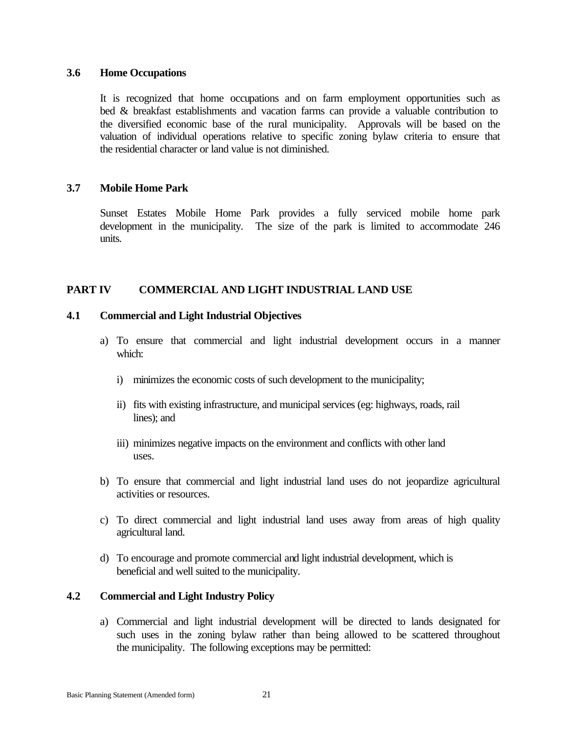### 3.6 Home Occupations

It is recognized that home occupations and on farm employment opportunities such as bed & breakfast establishments and vacation farms can provide a valuable contribution to the diversified economic base of the rural municipality. Approvals will be based on the valuation of individual operations relative to specific zoning bylaw criteria to ensure that the residential character or land value is not diminished.

### 3.7 Mobile Home Park

Sunset Estates Mobile Home Park provides a fully serviced mobile home park development in the municipality. The size of the park is limited to accommodate 246 units.

## PART IV COMMERCIAL AND LIGHT INDUSTRIAL LAND USE

### 4.1 Commercial and Light Industrial Objectives

a) To ensure that commercial and light industrial development occurs in a manner which:

   i) minimizes the economic costs of such development to the municipality;

   ii) fits with existing infrastructure, and municipal services (eg: highways, roads, rail lines); and

   iii) minimizes negative impacts on the environment and conflicts with other land uses.

b) To ensure that commercial and light industrial land uses do not jeopardize agricultural activities or resources.

c) To direct commercial and light industrial land uses away from areas of high quality agricultural land.

d) To encourage and promote commercial and light industrial development, which is beneficial and well suited to the municipality.

### 4.2 Commercial and Light Industry Policy

a) Commercial and light industrial development will be directed to lands designated for such uses in the zoning bylaw rather than being allowed to be scattered throughout the municipality. The following exceptions may be permitted: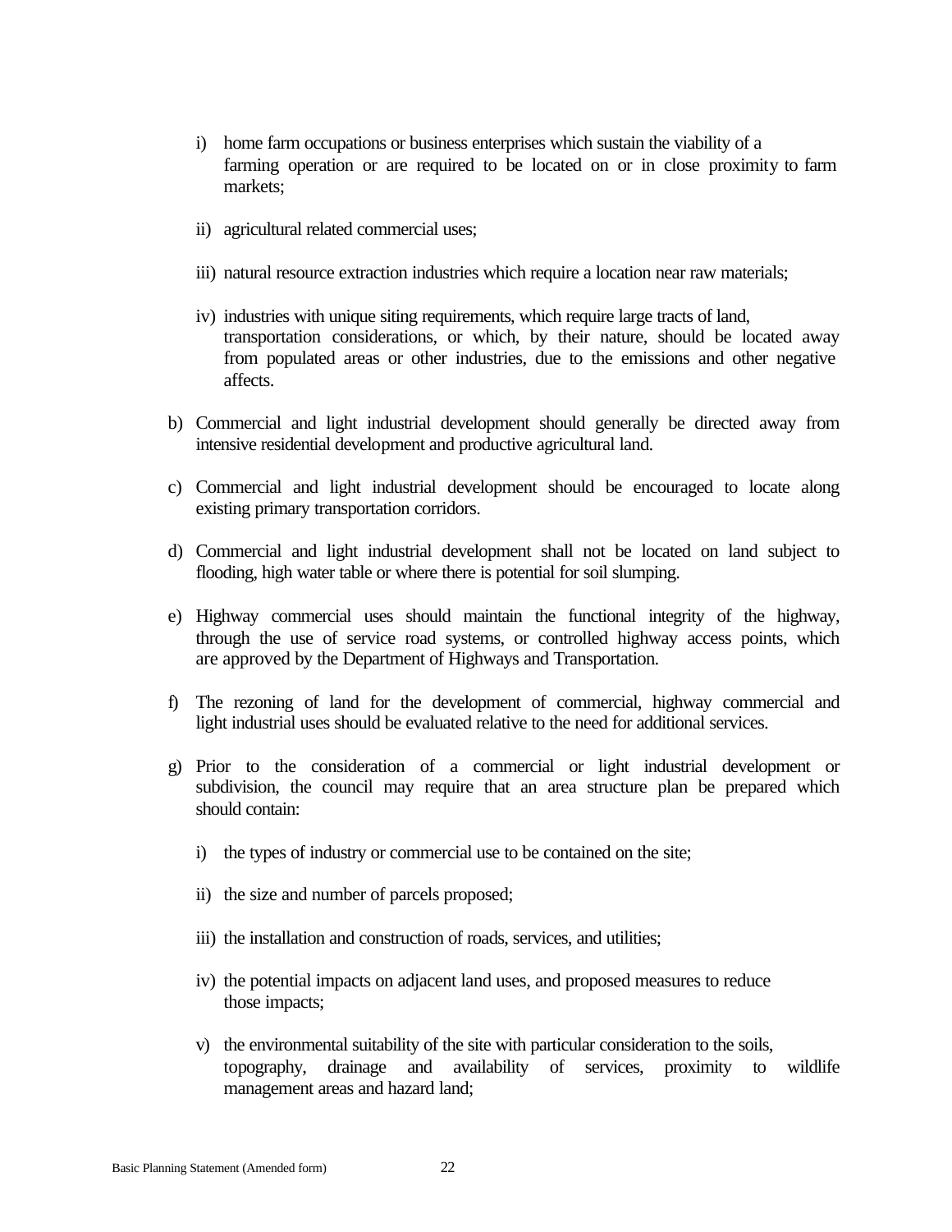i) home farm occupations or business enterprises which sustain the viability of a farming operation or are required to be located on or in close proximity to farm markets;

ii) agricultural related commercial uses;

iii) natural resource extraction industries which require a location near raw materials;

iv) industries with unique siting requirements, which require large tracts of land, transportation considerations, or which, by their nature, should be located away from populated areas or other industries, due to the emissions and other negative affects.

b) Commercial and light industrial development should generally be directed away from intensive residential development and productive agricultural land.

c) Commercial and light industrial development should be encouraged to locate along existing primary transportation corridors.

d) Commercial and light industrial development shall not be located on land subject to flooding, high water table or where there is potential for soil slumping.

e) Highway commercial uses should maintain the functional integrity of the highway, through the use of service road systems, or controlled highway access points, which are approved by the Department of Highways and Transportation.

f) The rezoning of land for the development of commercial, highway commercial and light industrial uses should be evaluated relative to the need for additional services.

g) Prior to the consideration of a commercial or light industrial development or subdivision, the council may require that an area structure plan be prepared which should contain:

   i) the types of industry or commercial use to be contained on the site;

   ii) the size and number of parcels proposed;

   iii) the installation and construction of roads, services, and utilities;

   iv) the potential impacts on adjacent land uses, and proposed measures to reduce those impacts;

   v) the environmental suitability of the site with particular consideration to the soils, topography, drainage and availability of services, proximity to wildlife management areas and hazard land;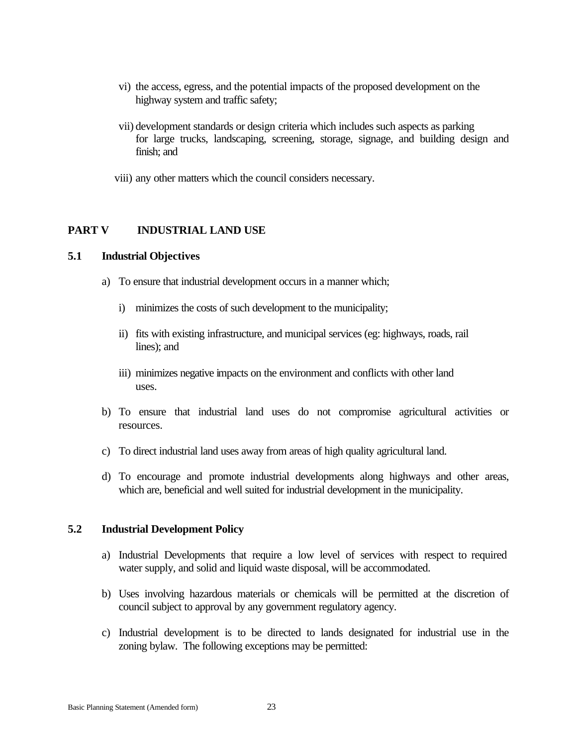vi) the access, egress, and the potential impacts of the proposed development on the highway system and traffic safety;

vii) development standards or design criteria which includes such aspects as parking for large trucks, landscaping, screening, storage, signage, and building design and finish; and

viii) any other matters which the council considers necessary.

## PART V INDUSTRIAL LAND USE

### 5.1 Industrial Objectives

a) To ensure that industrial development occurs in a manner which;

  i) minimizes the costs of such development to the municipality;

  ii) fits with existing infrastructure, and municipal services (eg: highways, roads, rail lines); and

  iii) minimizes negative impacts on the environment and conflicts with other land uses.

b) To ensure that industrial land uses do not compromise agricultural activities or resources.

c) To direct industrial land uses away from areas of high quality agricultural land.

d) To encourage and promote industrial developments along highways and other areas, which are, beneficial and well suited for industrial development in the municipality.

### 5.2 Industrial Development Policy

a) Industrial Developments that require a low level of services with respect to required water supply, and solid and liquid waste disposal, will be accommodated.

b) Uses involving hazardous materials or chemicals will be permitted at the discretion of council subject to approval by any government regulatory agency.

c) Industrial development is to be directed to lands designated for industrial use in the zoning bylaw. The following exceptions may be permitted: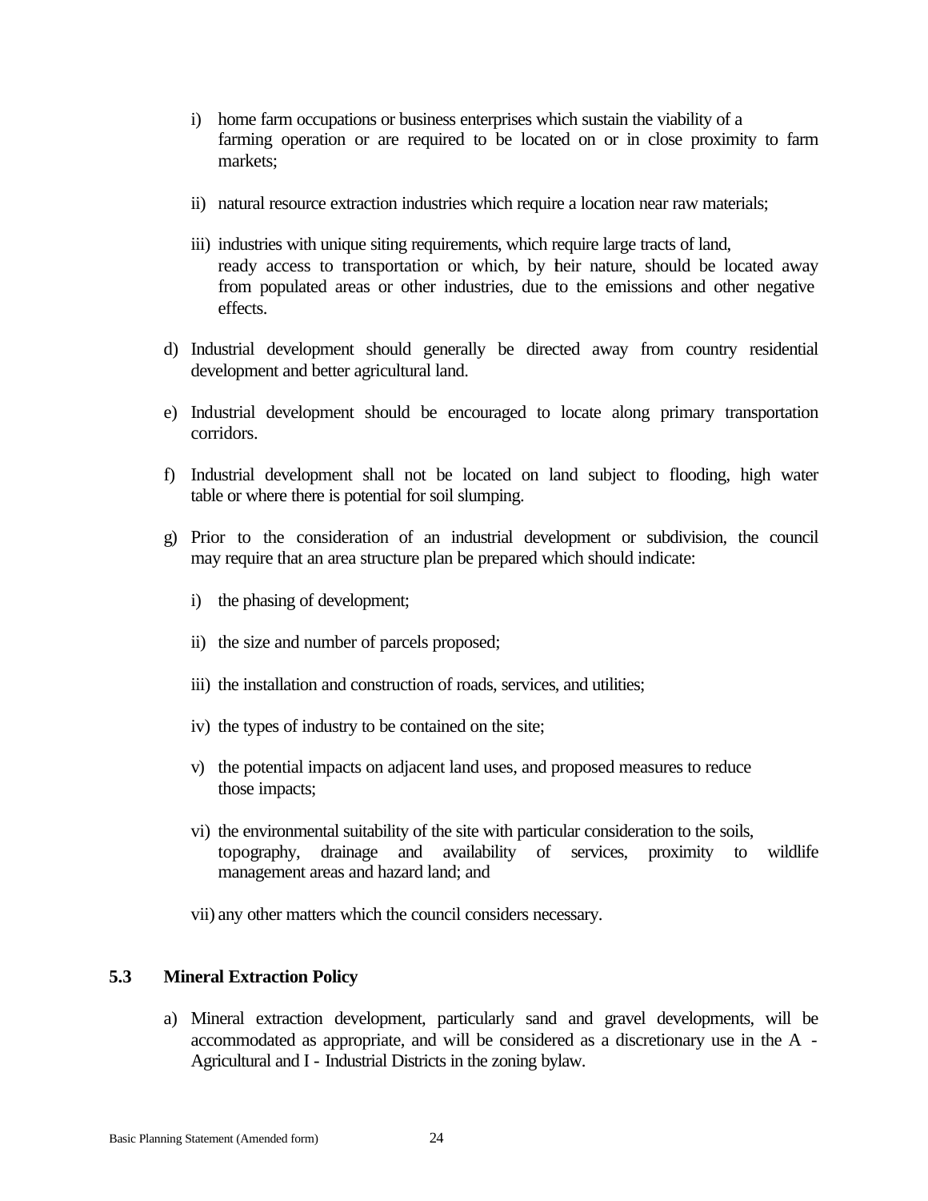i) home farm occupations or business enterprises which sustain the viability of a farming operation or are required to be located on or in close proximity to farm markets;

ii) natural resource extraction industries which require a location near raw materials;

iii) industries with unique siting requirements, which require large tracts of land, ready access to transportation or which, by their nature, should be located away from populated areas or other industries, due to the emissions and other negative effects.

d) Industrial development should generally be directed away from country residential development and better agricultural land.

e) Industrial development should be encouraged to locate along primary transportation corridors.

f) Industrial development shall not be located on land subject to flooding, high water table or where there is potential for soil slumping.

g) Prior to the consideration of an industrial development or subdivision, the council may require that an area structure plan be prepared which should indicate:

   i) the phasing of development;

   ii) the size and number of parcels proposed;

   iii) the installation and construction of roads, services, and utilities;

   iv) the types of industry to be contained on the site;

   v) the potential impacts on adjacent land uses, and proposed measures to reduce those impacts;

   vi) the environmental suitability of the site with particular consideration to the soils, topography, drainage and availability of services, proximity to wildlife management areas and hazard land; and

   vii) any other matters which the council considers necessary.

## 5.3 Mineral Extraction Policy

a) Mineral extraction development, particularly sand and gravel developments, will be accommodated as appropriate, and will be considered as a discretionary use in the A - Agricultural and I - Industrial Districts in the zoning bylaw.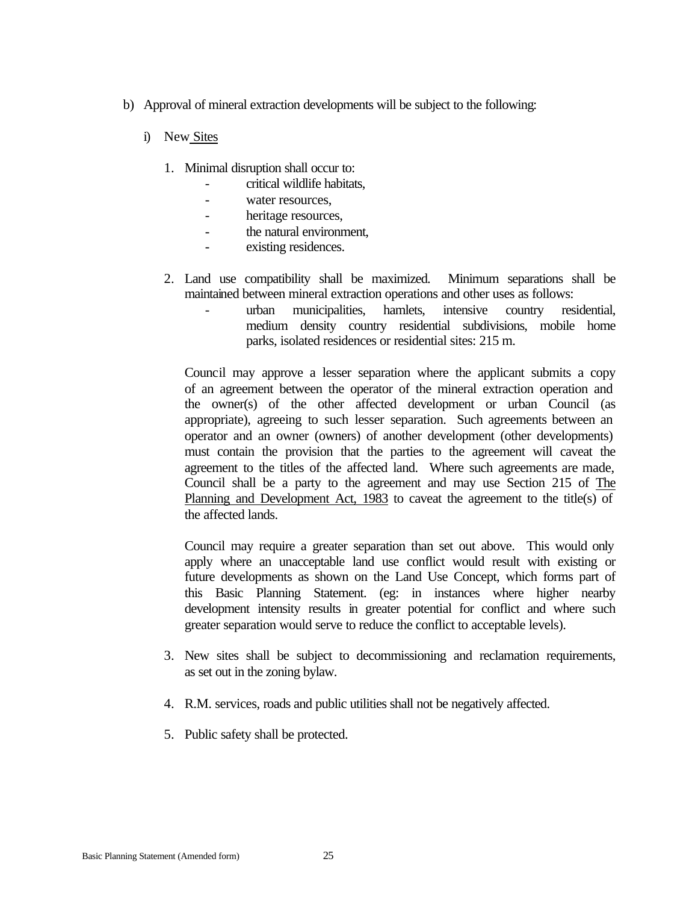b) Approval of mineral extraction developments will be subject to the following:

   i) New Sites

      1. Minimal disruption shall occur to:
         - critical wildlife habitats,
         - water resources,
         - heritage resources,
         - the natural environment,
         - existing residences.

      2. Land use compatibility shall be maximized. Minimum separations shall be maintained between mineral extraction operations and other uses as follows:
         - urban municipalities, hamlets, intensive country residential, medium density country residential subdivisions, mobile home parks, isolated residences or residential sites: 215 m.

         Council may approve a lesser separation where the applicant submits a copy of an agreement between the operator of the mineral extraction operation and the owner(s) of the other affected development or urban Council (as appropriate), agreeing to such lesser separation. Such agreements between an operator and an owner (owners) of another development (other developments) must contain the provision that the parties to the agreement will caveat the agreement to the titles of the affected land. Where such agreements are made, Council shall be a party to the agreement and may use Section 215 of The Planning and Development Act, 1983 to caveat the agreement to the title(s) of the affected lands.

         Council may require a greater separation than set out above. This would only apply where an unacceptable land use conflict would result with existing or future developments as shown on the Land Use Concept, which forms part of this Basic Planning Statement. (eg: in instances where higher nearby development intensity results in greater potential for conflict and where such greater separation would serve to reduce the conflict to acceptable levels).

      3. New sites shall be subject to decommissioning and reclamation requirements, as set out in the zoning bylaw.

      4. R.M. services, roads and public utilities shall not be negatively affected.

      5. Public safety shall be protected.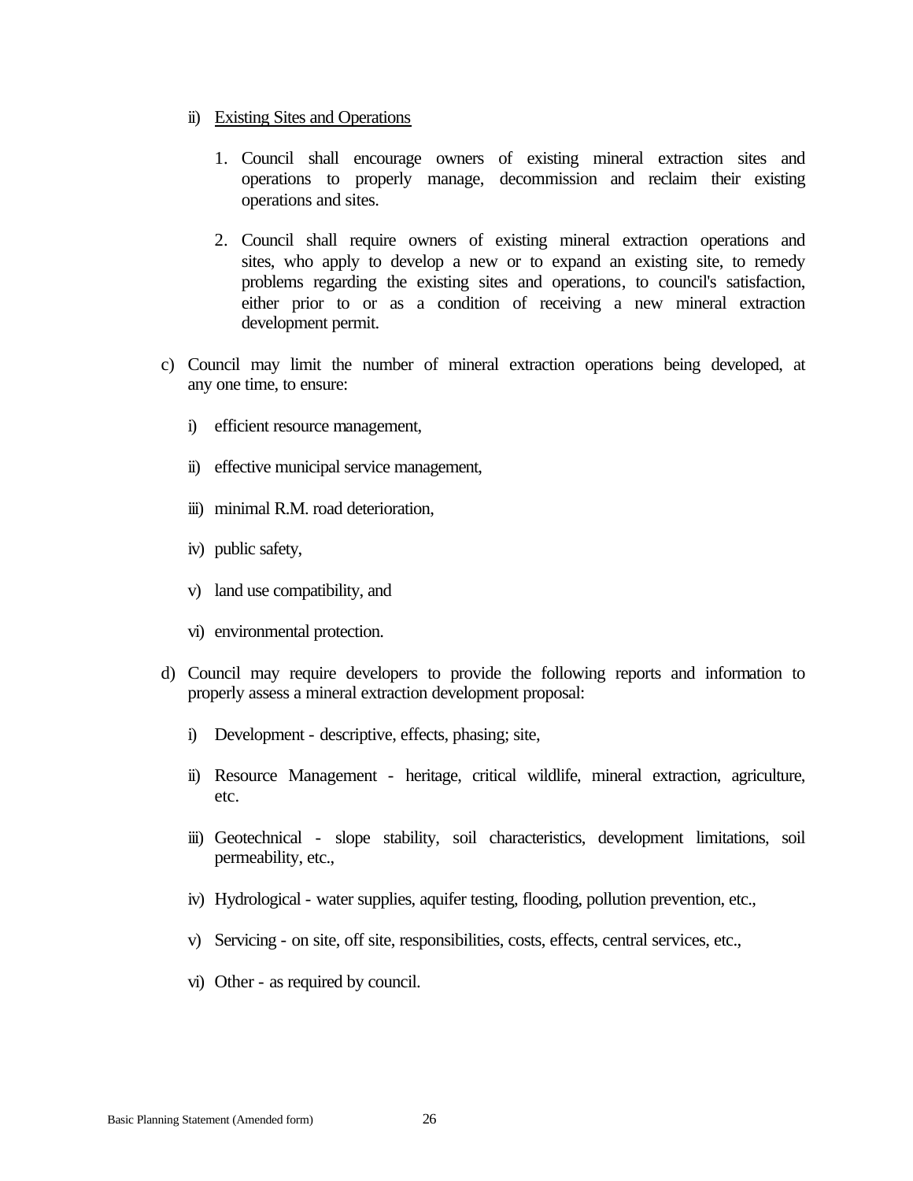ii) <u>Existing Sites and Operations</u>

1. Council shall encourage owners of existing mineral extraction sites and operations to properly manage, decommission and reclaim their existing operations and sites.

2. Council shall require owners of existing mineral extraction operations and sites, who apply to develop a new or to expand an existing site, to remedy problems regarding the existing sites and operations, to council's satisfaction, either prior to or as a condition of receiving a new mineral extraction development permit.

c) Council may limit the number of mineral extraction operations being developed, at any one time, to ensure:

i) efficient resource management,

ii) effective municipal service management,

iii) minimal R.M. road deterioration,

iv) public safety,

v) land use compatibility, and

vi) environmental protection.

d) Council may require developers to provide the following reports and information to properly assess a mineral extraction development proposal:

i) Development - descriptive, effects, phasing; site,

ii) Resource Management - heritage, critical wildlife, mineral extraction, agriculture, etc.

iii) Geotechnical - slope stability, soil characteristics, development limitations, soil permeability, etc.,

iv) Hydrological - water supplies, aquifer testing, flooding, pollution prevention, etc.,

v) Servicing - on site, off site, responsibilities, costs, effects, central services, etc.,

vi) Other - as required by council.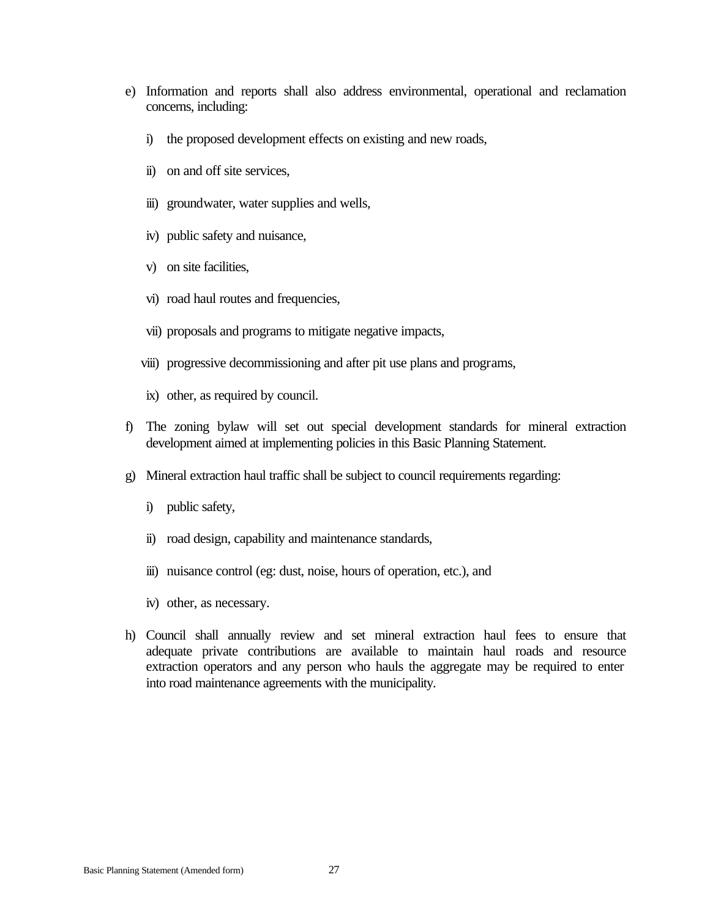e) Information and reports shall also address environmental, operational and reclamation concerns, including:

   i) the proposed development effects on existing and new roads,

   ii) on and off site services,

   iii) groundwater, water supplies and wells,

   iv) public safety and nuisance,

   v) on site facilities,

   vi) road haul routes and frequencies,

   vii) proposals and programs to mitigate negative impacts,

   viii) progressive decommissioning and after pit use plans and programs,

   ix) other, as required by council.

f) The zoning bylaw will set out special development standards for mineral extraction development aimed at implementing policies in this Basic Planning Statement.

g) Mineral extraction haul traffic shall be subject to council requirements regarding:

   i) public safety,

   ii) road design, capability and maintenance standards,

   iii) nuisance control (eg: dust, noise, hours of operation, etc.), and

   iv) other, as necessary.

h) Council shall annually review and set mineral extraction haul fees to ensure that adequate private contributions are available to maintain haul roads and resource extraction operators and any person who hauls the aggregate may be required to enter into road maintenance agreements with the municipality.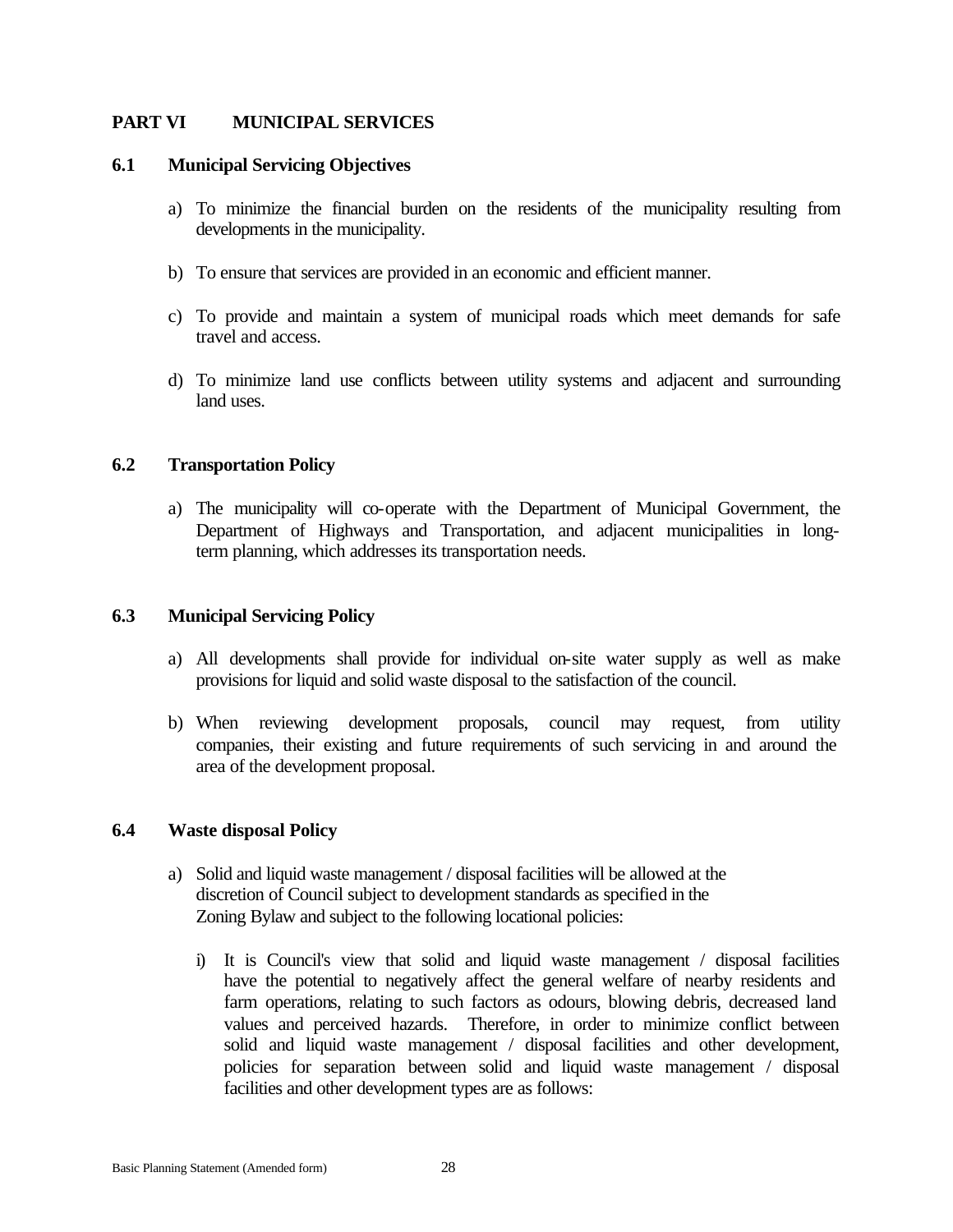## PART VI MUNICIPAL SERVICES

### 6.1 Municipal Servicing Objectives

a) To minimize the financial burden on the residents of the municipality resulting from developments in the municipality.

b) To ensure that services are provided in an economic and efficient manner.

c) To provide and maintain a system of municipal roads which meet demands for safe travel and access.

d) To minimize land use conflicts between utility systems and adjacent and surrounding land uses.

### 6.2 Transportation Policy

a) The municipality will co-operate with the Department of Municipal Government, the Department of Highways and Transportation, and adjacent municipalities in long-term planning, which addresses its transportation needs.

### 6.3 Municipal Servicing Policy

a) All developments shall provide for individual on-site water supply as well as make provisions for liquid and solid waste disposal to the satisfaction of the council.

b) When reviewing development proposals, council may request, from utility companies, their existing and future requirements of such servicing in and around the area of the development proposal.

### 6.4 Waste disposal Policy

a) Solid and liquid waste management / disposal facilities will be allowed at the discretion of Council subject to development standards as specified in the Zoning Bylaw and subject to the following locational policies:

   i) It is Council's view that solid and liquid waste management / disposal facilities have the potential to negatively affect the general welfare of nearby residents and farm operations, relating to such factors as odours, blowing debris, decreased land values and perceived hazards. Therefore, in order to minimize conflict between solid and liquid waste management / disposal facilities and other development, policies for separation between solid and liquid waste management / disposal facilities and other development types are as follows: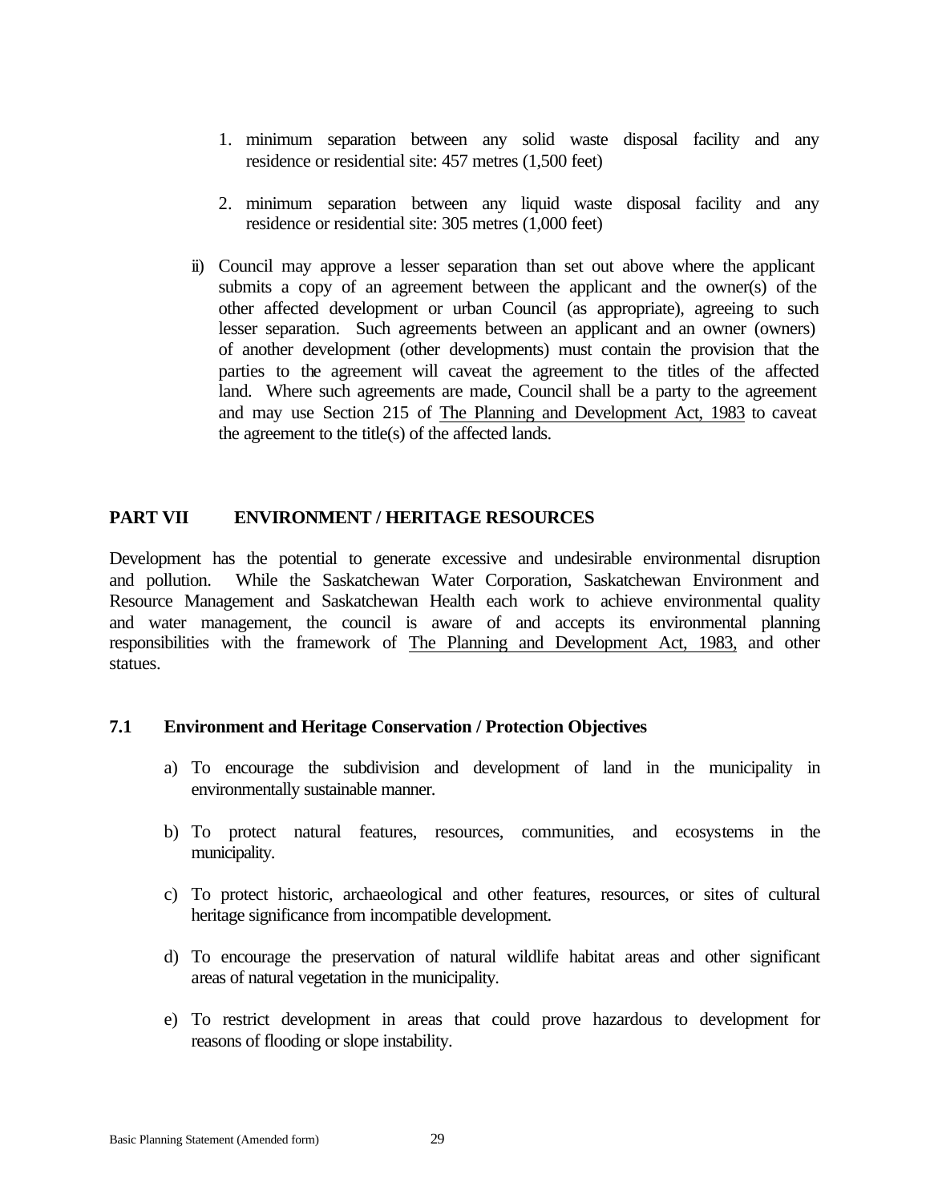1. minimum separation between any solid waste disposal facility and any residence or residential site: 457 metres (1,500 feet)

2. minimum separation between any liquid waste disposal facility and any residence or residential site: 305 metres (1,000 feet)

ii) Council may approve a lesser separation than set out above where the applicant submits a copy of an agreement between the applicant and the owner(s) of the other affected development or urban Council (as appropriate), agreeing to such lesser separation. Such agreements between an applicant and an owner (owners) of another development (other developments) must contain the provision that the parties to the agreement will caveat the agreement to the titles of the affected land. Where such agreements are made, Council shall be a party to the agreement and may use Section 215 of The Planning and Development Act, 1983 to caveat the agreement to the title(s) of the affected lands.

## PART VII ENVIRONMENT / HERITAGE RESOURCES

Development has the potential to generate excessive and undesirable environmental disruption and pollution. While the Saskatchewan Water Corporation, Saskatchewan Environment and Resource Management and Saskatchewan Health each work to achieve environmental quality and water management, the council is aware of and accepts its environmental planning responsibilities with the framework of The Planning and Development Act, 1983, and other statues.

### 7.1 Environment and Heritage Conservation / Protection Objectives

a) To encourage the subdivision and development of land in the municipality in environmentally sustainable manner.

b) To protect natural features, resources, communities, and ecosystems in the municipality.

c) To protect historic, archaeological and other features, resources, or sites of cultural heritage significance from incompatible development.

d) To encourage the preservation of natural wildlife habitat areas and other significant areas of natural vegetation in the municipality.

e) To restrict development in areas that could prove hazardous to development for reasons of flooding or slope instability.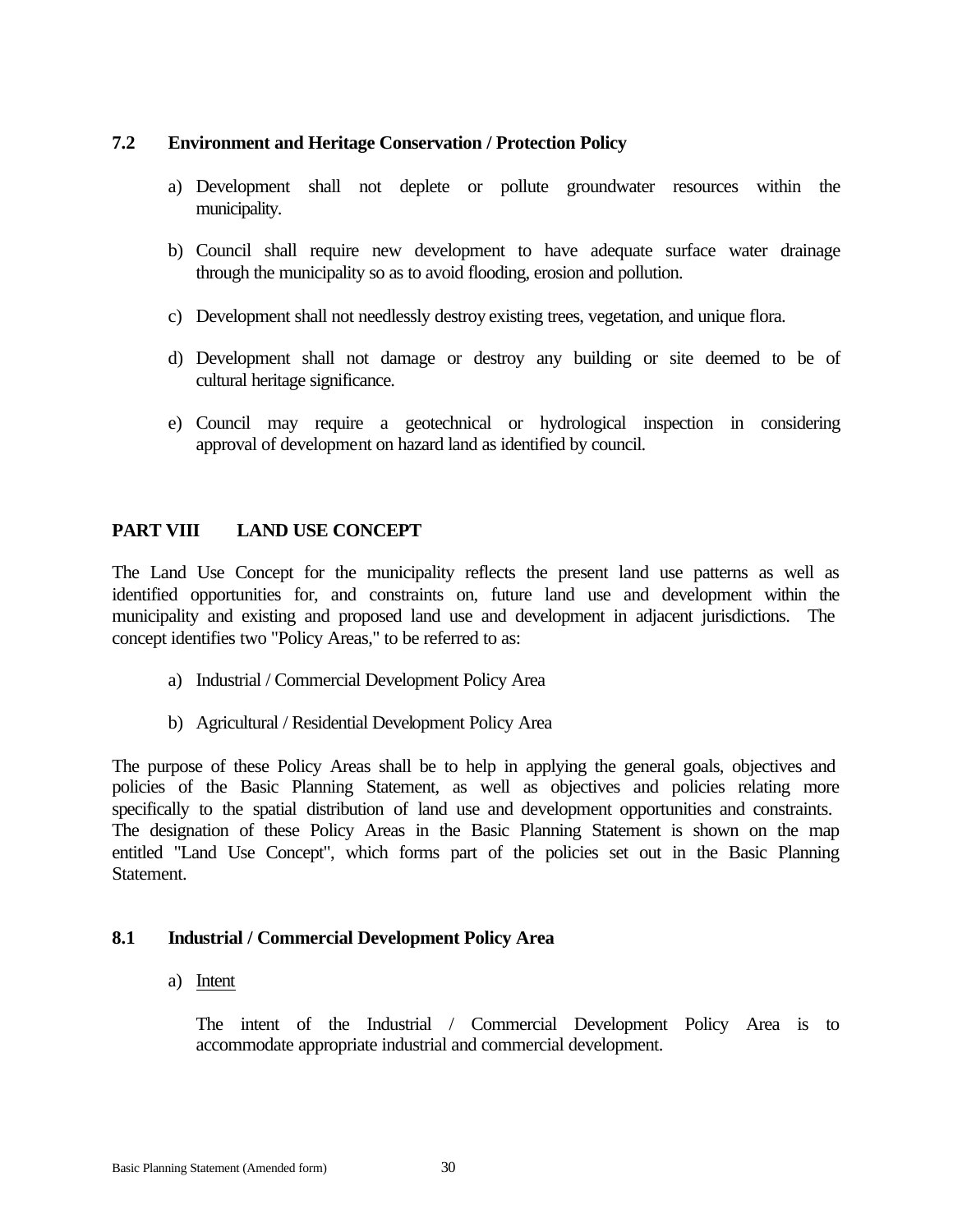### 7.2 Environment and Heritage Conservation / Protection Policy

a) Development shall not deplete or pollute groundwater resources within the municipality.

b) Council shall require new development to have adequate surface water drainage through the municipality so as to avoid flooding, erosion and pollution.

c) Development shall not needlessly destroy existing trees, vegetation, and unique flora.

d) Development shall not damage or destroy any building or site deemed to be of cultural heritage significance.

e) Council may require a geotechnical or hydrological inspection in considering approval of development on hazard land as identified by council.

## PART VIII LAND USE CONCEPT

The Land Use Concept for the municipality reflects the present land use patterns as well as identified opportunities for, and constraints on, future land use and development within the municipality and existing and proposed land use and development in adjacent jurisdictions. The concept identifies two "Policy Areas," to be referred to as:

a) Industrial / Commercial Development Policy Area

b) Agricultural / Residential Development Policy Area

The purpose of these Policy Areas shall be to help in applying the general goals, objectives and policies of the Basic Planning Statement, as well as objectives and policies relating more specifically to the spatial distribution of land use and development opportunities and constraints. The designation of these Policy Areas in the Basic Planning Statement is shown on the map entitled "Land Use Concept", which forms part of the policies set out in the Basic Planning Statement.

### 8.1 Industrial / Commercial Development Policy Area

a) Intent

The intent of the Industrial / Commercial Development Policy Area is to accommodate appropriate industrial and commercial development.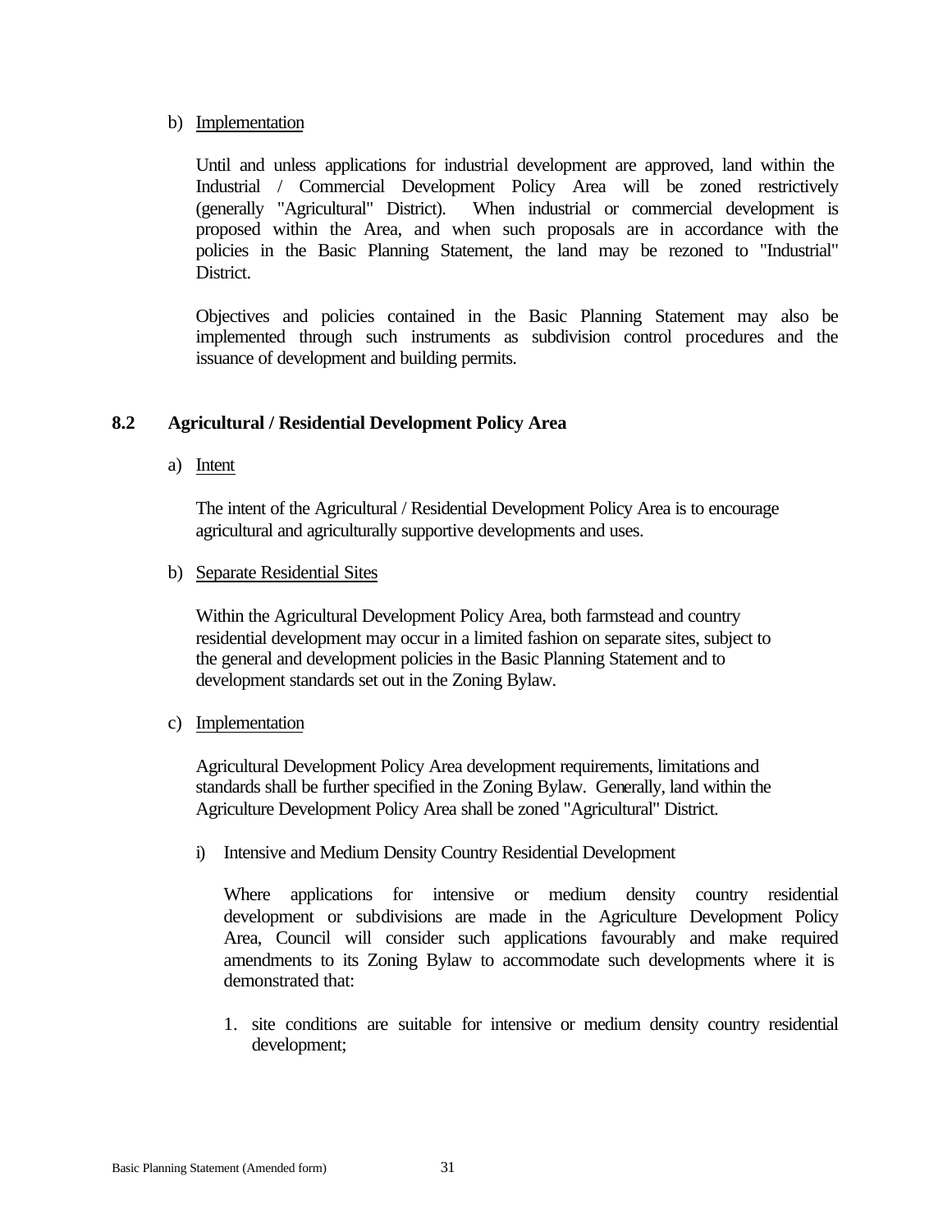b) Implementation

Until and unless applications for industrial development are approved, land within the Industrial / Commercial Development Policy Area will be zoned restrictively (generally "Agricultural" District). When industrial or commercial development is proposed within the Area, and when such proposals are in accordance with the policies in the Basic Planning Statement, the land may be rezoned to "Industrial" District.

Objectives and policies contained in the Basic Planning Statement may also be implemented through such instruments as subdivision control procedures and the issuance of development and building permits.

### 8.2 Agricultural / Residential Development Policy Area

a) Intent

The intent of the Agricultural / Residential Development Policy Area is to encourage agricultural and agriculturally supportive developments and uses.

b) Separate Residential Sites

Within the Agricultural Development Policy Area, both farmstead and country residential development may occur in a limited fashion on separate sites, subject to the general and development policies in the Basic Planning Statement and to development standards set out in the Zoning Bylaw.

c) Implementation

Agricultural Development Policy Area development requirements, limitations and standards shall be further specified in the Zoning Bylaw. Generally, land within the Agriculture Development Policy Area shall be zoned "Agricultural" District.

i) Intensive and Medium Density Country Residential Development

Where applications for intensive or medium density country residential development or subdivisions are made in the Agriculture Development Policy Area, Council will consider such applications favourably and make required amendments to its Zoning Bylaw to accommodate such developments where it is demonstrated that:

1. site conditions are suitable for intensive or medium density country residential development;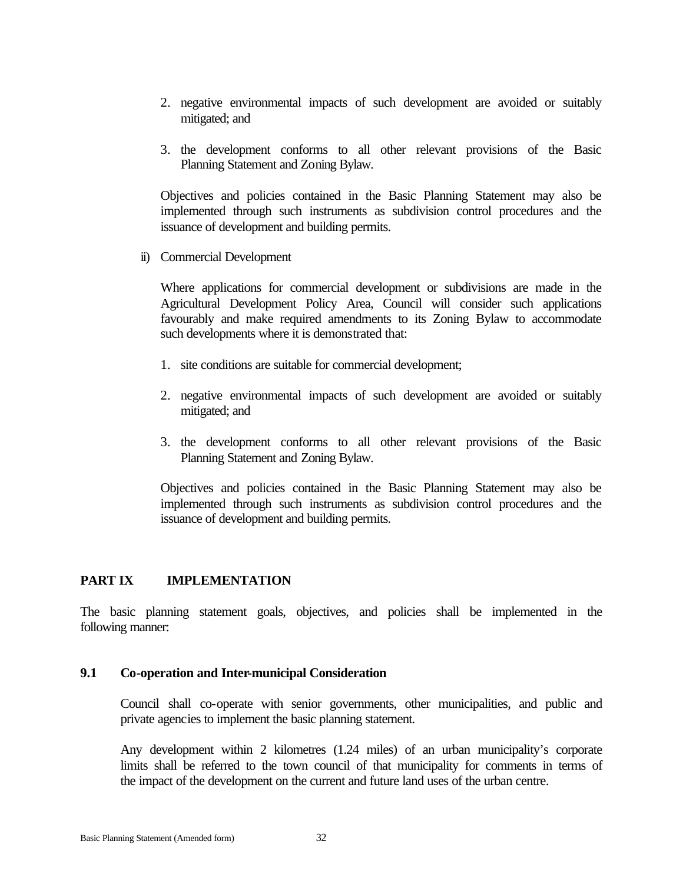2. negative environmental impacts of such development are avoided or suitably mitigated; and

3. the development conforms to all other relevant provisions of the Basic Planning Statement and Zoning Bylaw.

Objectives and policies contained in the Basic Planning Statement may also be implemented through such instruments as subdivision control procedures and the issuance of development and building permits.

ii) Commercial Development

Where applications for commercial development or subdivisions are made in the Agricultural Development Policy Area, Council will consider such applications favourably and make required amendments to its Zoning Bylaw to accommodate such developments where it is demonstrated that:

1. site conditions are suitable for commercial development;

2. negative environmental impacts of such development are avoided or suitably mitigated; and

3. the development conforms to all other relevant provisions of the Basic Planning Statement and Zoning Bylaw.

Objectives and policies contained in the Basic Planning Statement may also be implemented through such instruments as subdivision control procedures and the issuance of development and building permits.

## PART IX IMPLEMENTATION

The basic planning statement goals, objectives, and policies shall be implemented in the following manner:

### 9.1 Co-operation and Inter-municipal Consideration

Council shall co-operate with senior governments, other municipalities, and public and private agencies to implement the basic planning statement.

Any development within 2 kilometres (1.24 miles) of an urban municipality's corporate limits shall be referred to the town council of that municipality for comments in terms of the impact of the development on the current and future land uses of the urban centre.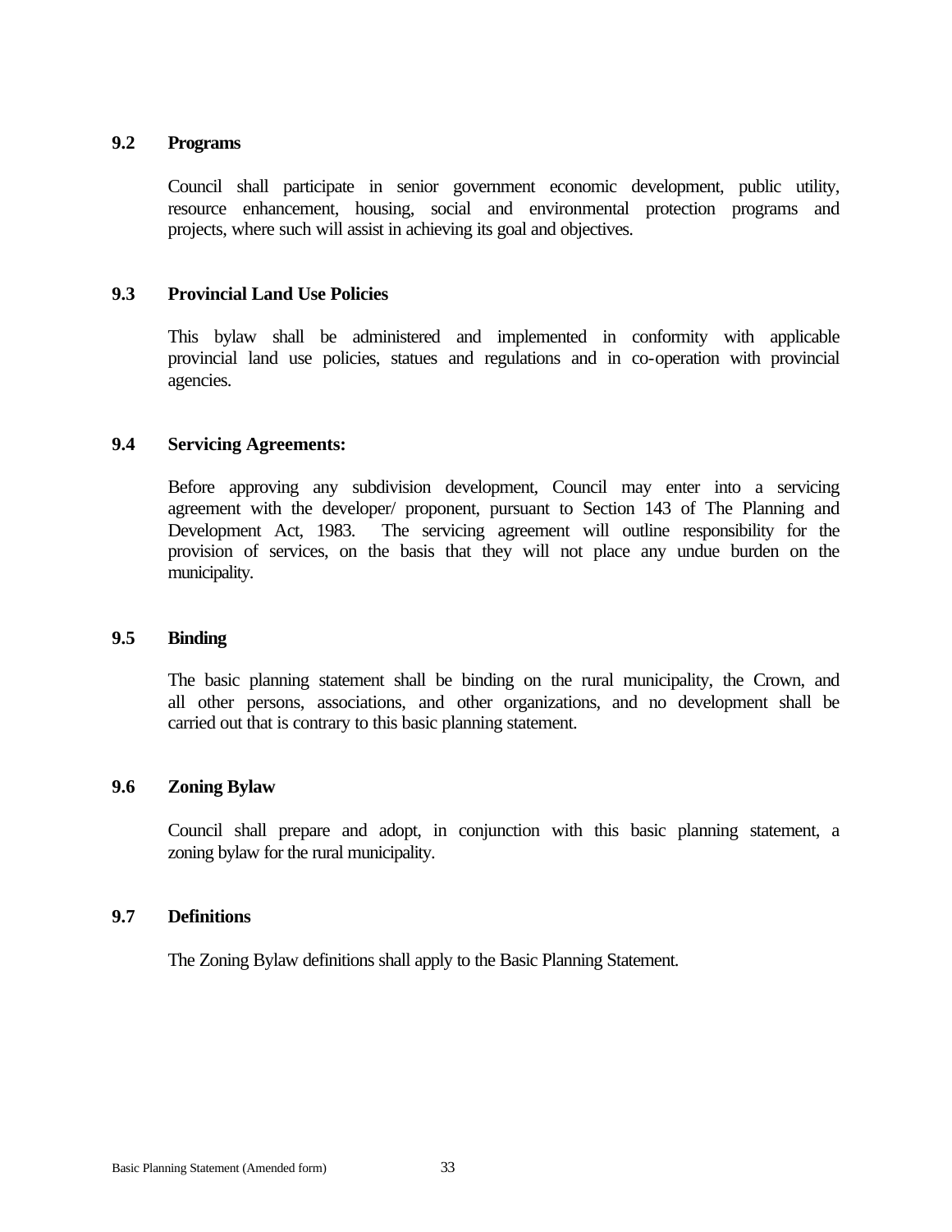### 9.2 Programs

Council shall participate in senior government economic development, public utility, resource enhancement, housing, social and environmental protection programs and projects, where such will assist in achieving its goal and objectives.

### 9.3 Provincial Land Use Policies

This bylaw shall be administered and implemented in conformity with applicable provincial land use policies, statues and regulations and in co-operation with provincial agencies.

### 9.4 Servicing Agreements:

Before approving any subdivision development, Council may enter into a servicing agreement with the developer/ proponent, pursuant to Section 143 of The Planning and Development Act, 1983. The servicing agreement will outline responsibility for the provision of services, on the basis that they will not place any undue burden on the municipality.

### 9.5 Binding

The basic planning statement shall be binding on the rural municipality, the Crown, and all other persons, associations, and other organizations, and no development shall be carried out that is contrary to this basic planning statement.

### 9.6 Zoning Bylaw

Council shall prepare and adopt, in conjunction with this basic planning statement, a zoning bylaw for the rural municipality.

### 9.7 Definitions

The Zoning Bylaw definitions shall apply to the Basic Planning Statement.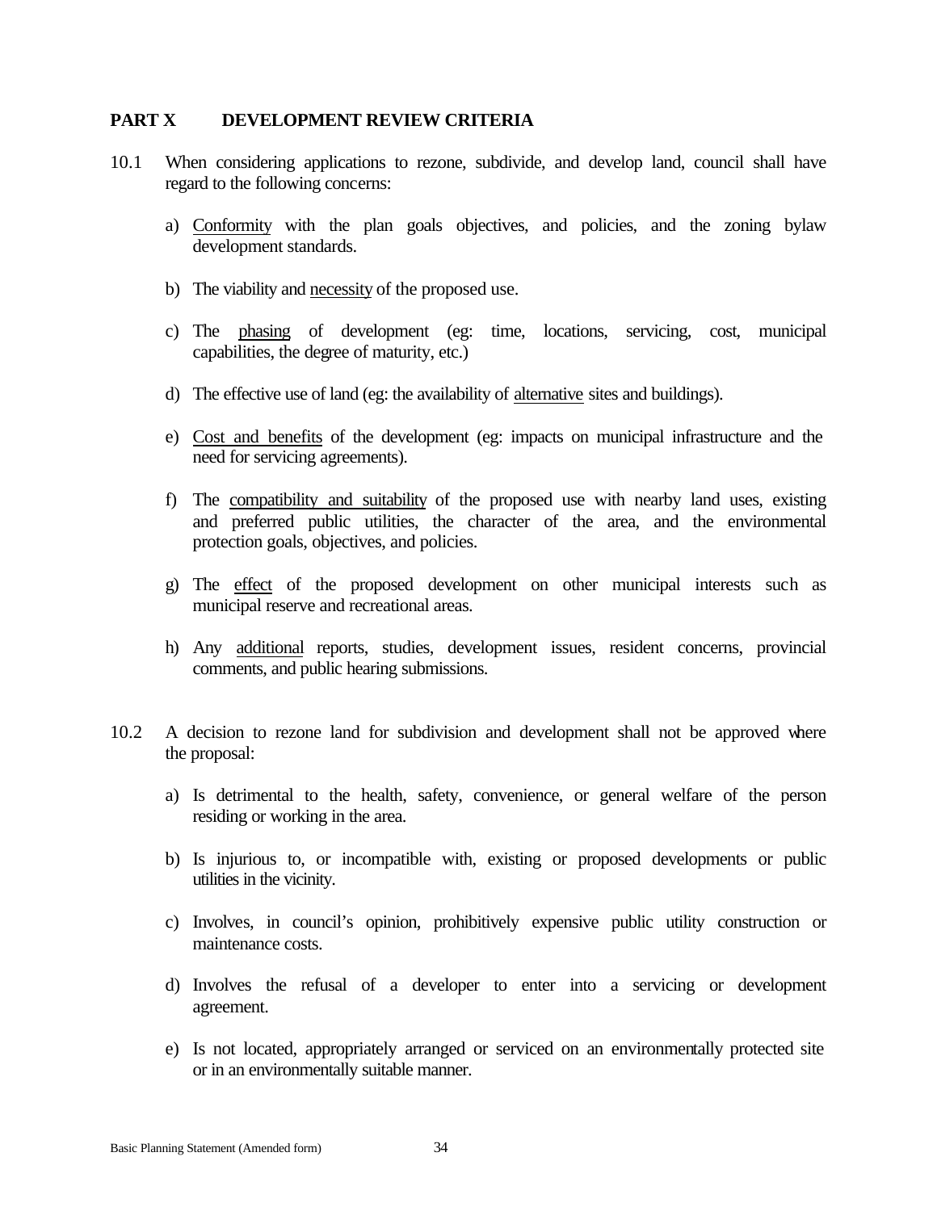## PART X DEVELOPMENT REVIEW CRITERIA

10.1 When considering applications to rezone, subdivide, and develop land, council shall have regard to the following concerns:

a) Conformity with the plan goals objectives, and policies, and the zoning bylaw development standards.

b) The viability and necessity of the proposed use.

c) The phasing of development (eg: time, locations, servicing, cost, municipal capabilities, the degree of maturity, etc.)

d) The effective use of land (eg: the availability of alternative sites and buildings).

e) Cost and benefits of the development (eg: impacts on municipal infrastructure and the need for servicing agreements).

f) The compatibility and suitability of the proposed use with nearby land uses, existing and preferred public utilities, the character of the area, and the environmental protection goals, objectives, and policies.

g) The effect of the proposed development on other municipal interests such as municipal reserve and recreational areas.

h) Any additional reports, studies, development issues, resident concerns, provincial comments, and public hearing submissions.

10.2 A decision to rezone land for subdivision and development shall not be approved where the proposal:

a) Is detrimental to the health, safety, convenience, or general welfare of the person residing or working in the area.

b) Is injurious to, or incompatible with, existing or proposed developments or public utilities in the vicinity.

c) Involves, in council's opinion, prohibitively expensive public utility construction or maintenance costs.

d) Involves the refusal of a developer to enter into a servicing or development agreement.

e) Is not located, appropriately arranged or serviced on an environmentally protected site or in an environmentally suitable manner.